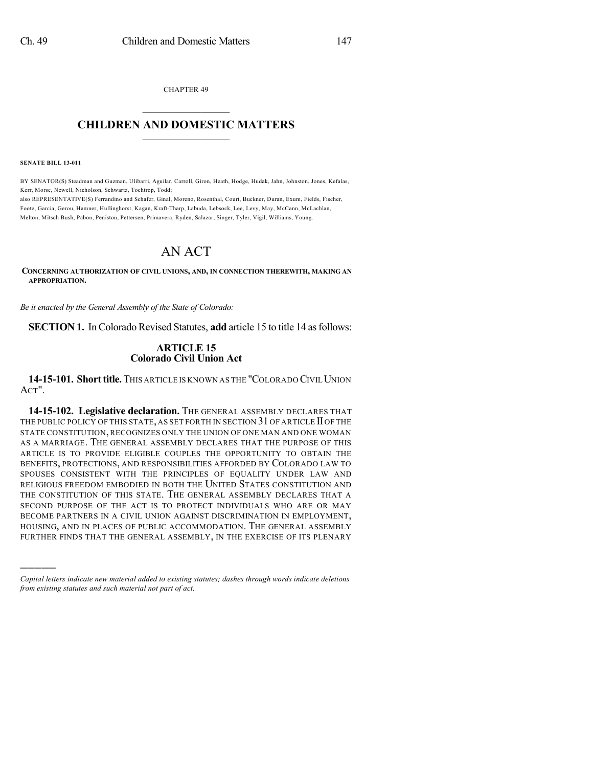CHAPTER 49

# CHILDREN AND DOMESTIC MATTERS

**SENATE BILL 13-011**

BY SENATOR(S) Steadman and Guzman, Ulibarri, Aguilar, Carroll, Giron, Heath, Hodge, Hudak, Jahn, Johnston, Jones, Kefalas, Kerr, Morse, Newell, Nicholson, Schwartz, Tochtrop, Todd;
also REPRESENTATIVE(S) Ferrandino and Schafer, Ginal, Moreno, Rosenthal, Court, Buckner, Duran, Exum, Fields, Fischer, Foote, Garcia, Gerou, Hamner, Hullinghorst, Kagan, Kraft-Tharp, Labuda, Lebsock, Lee, Levy, May, McCann, McLachlan, Melton, Mitsch Bush, Pabon, Peniston, Pettersen, Primavera, Ryden, Salazar, Singer, Tyler, Vigil, Williams, Young.

# AN ACT

**CONCERNING AUTHORIZATION OF CIVIL UNIONS, AND, IN CONNECTION THEREWITH, MAKING AN APPROPRIATION.**

*Be it enacted by the General Assembly of the State of Colorado:*

**SECTION 1.** In Colorado Revised Statutes, **add** article 15 to title 14 as follows:

## ARTICLE 15
## Colorado Civil Union Act

**14-15-101. Short title.** THIS ARTICLE IS KNOWN AS THE "COLORADO CIVIL UNION ACT".

**14-15-102. Legislative declaration.** THE GENERAL ASSEMBLY DECLARES THAT THE PUBLIC POLICY OF THIS STATE, AS SET FORTH IN SECTION 31 OF ARTICLE II OF THE STATE CONSTITUTION, RECOGNIZES ONLY THE UNION OF ONE MAN AND ONE WOMAN AS A MARRIAGE. THE GENERAL ASSEMBLY DECLARES THAT THE PURPOSE OF THIS ARTICLE IS TO PROVIDE ELIGIBLE COUPLES THE OPPORTUNITY TO OBTAIN THE BENEFITS, PROTECTIONS, AND RESPONSIBILITIES AFFORDED BY COLORADO LAW TO SPOUSES CONSISTENT WITH THE PRINCIPLES OF EQUALITY UNDER LAW AND RELIGIOUS FREEDOM EMBODIED IN BOTH THE UNITED STATES CONSTITUTION AND THE CONSTITUTION OF THIS STATE. THE GENERAL ASSEMBLY DECLARES THAT A SECOND PURPOSE OF THE ACT IS TO PROTECT INDIVIDUALS WHO ARE OR MAY BECOME PARTNERS IN A CIVIL UNION AGAINST DISCRIMINATION IN EMPLOYMENT, HOUSING, AND IN PLACES OF PUBLIC ACCOMMODATION. THE GENERAL ASSEMBLY FURTHER FINDS THAT THE GENERAL ASSEMBLY, IN THE EXERCISE OF ITS PLENARY

---

*Capital letters indicate new material added to existing statutes; dashes through words indicate deletions from existing statutes and such material not part of act.*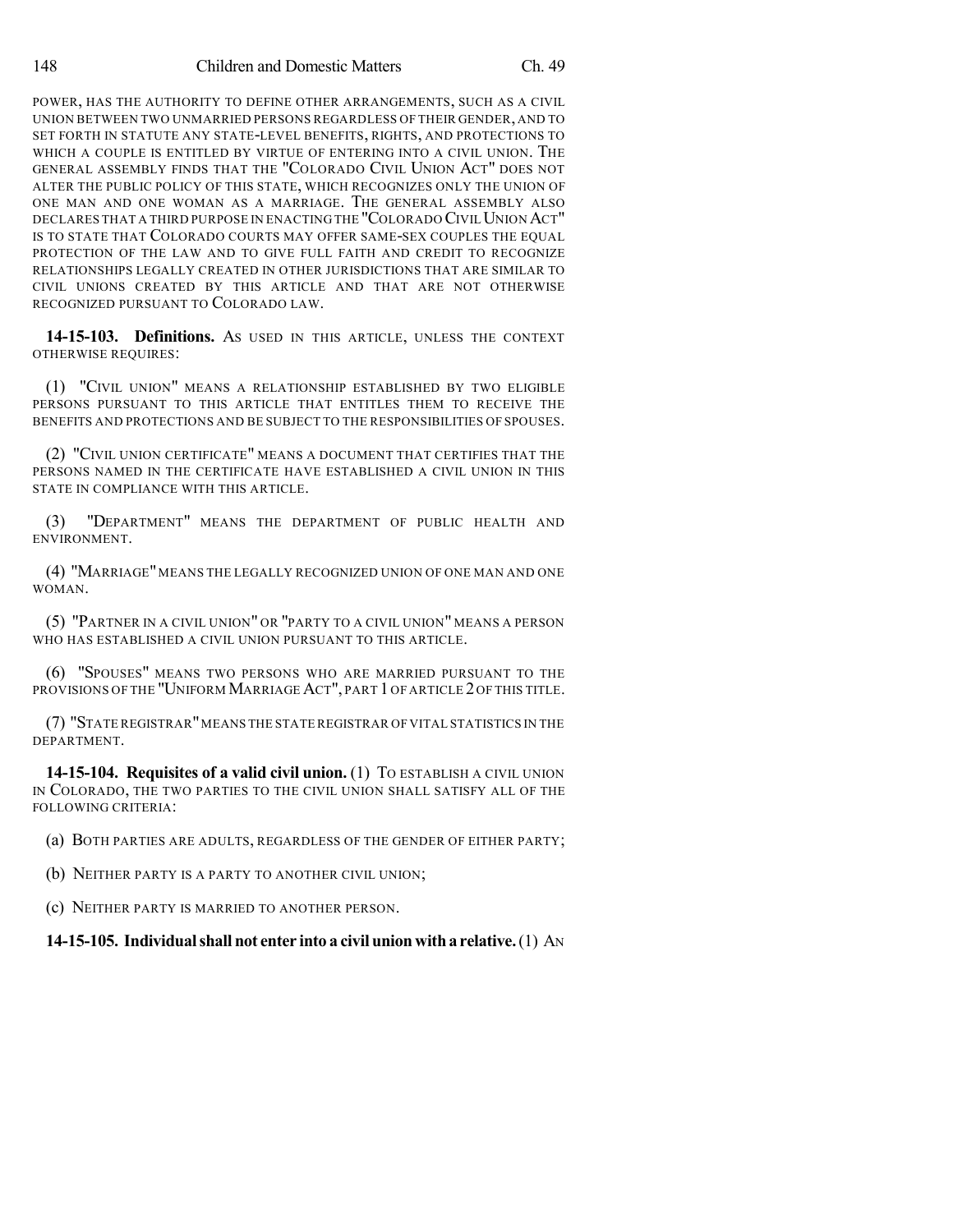POWER, HAS THE AUTHORITY TO DEFINE OTHER ARRANGEMENTS, SUCH AS A CIVIL UNION BETWEEN TWO UNMARRIED PERSONS REGARDLESS OF THEIR GENDER, AND TO SET FORTH IN STATUTE ANY STATE-LEVEL BENEFITS, RIGHTS, AND PROTECTIONS TO WHICH A COUPLE IS ENTITLED BY VIRTUE OF ENTERING INTO A CIVIL UNION. THE GENERAL ASSEMBLY FINDS THAT THE "COLORADO CIVIL UNION ACT" DOES NOT ALTER THE PUBLIC POLICY OF THIS STATE, WHICH RECOGNIZES ONLY THE UNION OF ONE MAN AND ONE WOMAN AS A MARRIAGE. THE GENERAL ASSEMBLY ALSO DECLARES THAT A THIRD PURPOSE IN ENACTING THE "COLORADO CIVIL UNION ACT" IS TO STATE THAT COLORADO COURTS MAY OFFER SAME-SEX COUPLES THE EQUAL PROTECTION OF THE LAW AND TO GIVE FULL FAITH AND CREDIT TO RECOGNIZE RELATIONSHIPS LEGALLY CREATED IN OTHER JURISDICTIONS THAT ARE SIMILAR TO CIVIL UNIONS CREATED BY THIS ARTICLE AND THAT ARE NOT OTHERWISE RECOGNIZED PURSUANT TO COLORADO LAW.

**14-15-103. Definitions.** AS USED IN THIS ARTICLE, UNLESS THE CONTEXT OTHERWISE REQUIRES:

(1) "CIVIL UNION" MEANS A RELATIONSHIP ESTABLISHED BY TWO ELIGIBLE PERSONS PURSUANT TO THIS ARTICLE THAT ENTITLES THEM TO RECEIVE THE BENEFITS AND PROTECTIONS AND BE SUBJECT TO THE RESPONSIBILITIES OF SPOUSES.

(2) "CIVIL UNION CERTIFICATE" MEANS A DOCUMENT THAT CERTIFIES THAT THE PERSONS NAMED IN THE CERTIFICATE HAVE ESTABLISHED A CIVIL UNION IN THIS STATE IN COMPLIANCE WITH THIS ARTICLE.

(3) "DEPARTMENT" MEANS THE DEPARTMENT OF PUBLIC HEALTH AND ENVIRONMENT.

(4) "MARRIAGE" MEANS THE LEGALLY RECOGNIZED UNION OF ONE MAN AND ONE WOMAN.

(5) "PARTNER IN A CIVIL UNION" OR "PARTY TO A CIVIL UNION" MEANS A PERSON WHO HAS ESTABLISHED A CIVIL UNION PURSUANT TO THIS ARTICLE.

(6) "SPOUSES" MEANS TWO PERSONS WHO ARE MARRIED PURSUANT TO THE PROVISIONS OF THE "UNIFORM MARRIAGE ACT", PART 1 OF ARTICLE 2 OF THIS TITLE.

(7) "STATE REGISTRAR" MEANS THE STATE REGISTRAR OF VITAL STATISTICS IN THE DEPARTMENT.

**14-15-104. Requisites of a valid civil union.** (1) TO ESTABLISH A CIVIL UNION IN COLORADO, THE TWO PARTIES TO THE CIVIL UNION SHALL SATISFY ALL OF THE FOLLOWING CRITERIA:

(a) BOTH PARTIES ARE ADULTS, REGARDLESS OF THE GENDER OF EITHER PARTY;

(b) NEITHER PARTY IS A PARTY TO ANOTHER CIVIL UNION;

(c) NEITHER PARTY IS MARRIED TO ANOTHER PERSON.

**14-15-105. Individual shall not enter into a civil union with a relative.** (1) AN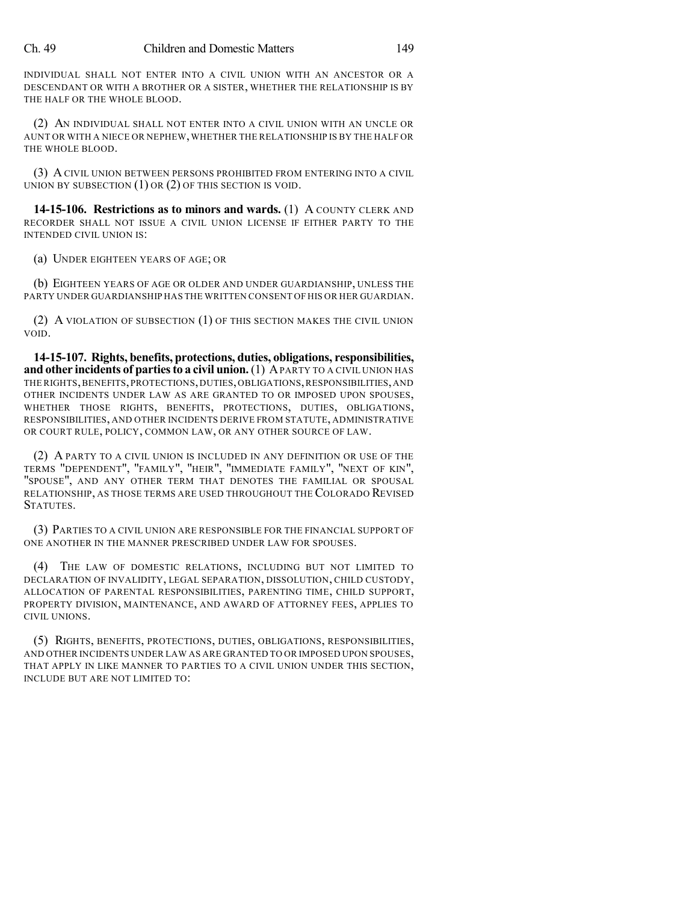INDIVIDUAL SHALL NOT ENTER INTO A CIVIL UNION WITH AN ANCESTOR OR A DESCENDANT OR WITH A BROTHER OR A SISTER, WHETHER THE RELATIONSHIP IS BY THE HALF OR THE WHOLE BLOOD.

(2) AN INDIVIDUAL SHALL NOT ENTER INTO A CIVIL UNION WITH AN UNCLE OR AUNT OR WITH A NIECE OR NEPHEW, WHETHER THE RELATIONSHIP IS BY THE HALF OR THE WHOLE BLOOD.

(3) A CIVIL UNION BETWEEN PERSONS PROHIBITED FROM ENTERING INTO A CIVIL UNION BY SUBSECTION (1) OR (2) OF THIS SECTION IS VOID.

**14-15-106. Restrictions as to minors and wards.** (1) A COUNTY CLERK AND RECORDER SHALL NOT ISSUE A CIVIL UNION LICENSE IF EITHER PARTY TO THE INTENDED CIVIL UNION IS:

(a) UNDER EIGHTEEN YEARS OF AGE; OR

(b) EIGHTEEN YEARS OF AGE OR OLDER AND UNDER GUARDIANSHIP, UNLESS THE PARTY UNDER GUARDIANSHIP HAS THE WRITTEN CONSENT OF HIS OR HER GUARDIAN.

(2) A VIOLATION OF SUBSECTION (1) OF THIS SECTION MAKES THE CIVIL UNION VOID.

**14-15-107. Rights, benefits, protections, duties, obligations, responsibilities, and other incidents of parties to a civil union.** (1) A PARTY TO A CIVIL UNION HAS THE RIGHTS, BENEFITS, PROTECTIONS, DUTIES, OBLIGATIONS, RESPONSIBILITIES, AND OTHER INCIDENTS UNDER LAW AS ARE GRANTED TO OR IMPOSED UPON SPOUSES, WHETHER THOSE RIGHTS, BENEFITS, PROTECTIONS, DUTIES, OBLIGATIONS, RESPONSIBILITIES, AND OTHER INCIDENTS DERIVE FROM STATUTE, ADMINISTRATIVE OR COURT RULE, POLICY, COMMON LAW, OR ANY OTHER SOURCE OF LAW.

(2) A PARTY TO A CIVIL UNION IS INCLUDED IN ANY DEFINITION OR USE OF THE TERMS "DEPENDENT", "FAMILY", "HEIR", "IMMEDIATE FAMILY", "NEXT OF KIN", "SPOUSE", AND ANY OTHER TERM THAT DENOTES THE FAMILIAL OR SPOUSAL RELATIONSHIP, AS THOSE TERMS ARE USED THROUGHOUT THE COLORADO REVISED STATUTES.

(3) PARTIES TO A CIVIL UNION ARE RESPONSIBLE FOR THE FINANCIAL SUPPORT OF ONE ANOTHER IN THE MANNER PRESCRIBED UNDER LAW FOR SPOUSES.

(4) THE LAW OF DOMESTIC RELATIONS, INCLUDING BUT NOT LIMITED TO DECLARATION OF INVALIDITY, LEGAL SEPARATION, DISSOLUTION, CHILD CUSTODY, ALLOCATION OF PARENTAL RESPONSIBILITIES, PARENTING TIME, CHILD SUPPORT, PROPERTY DIVISION, MAINTENANCE, AND AWARD OF ATTORNEY FEES, APPLIES TO CIVIL UNIONS.

(5) RIGHTS, BENEFITS, PROTECTIONS, DUTIES, OBLIGATIONS, RESPONSIBILITIES, AND OTHER INCIDENTS UNDER LAW AS ARE GRANTED TO OR IMPOSED UPON SPOUSES, THAT APPLY IN LIKE MANNER TO PARTIES TO A CIVIL UNION UNDER THIS SECTION, INCLUDE BUT ARE NOT LIMITED TO: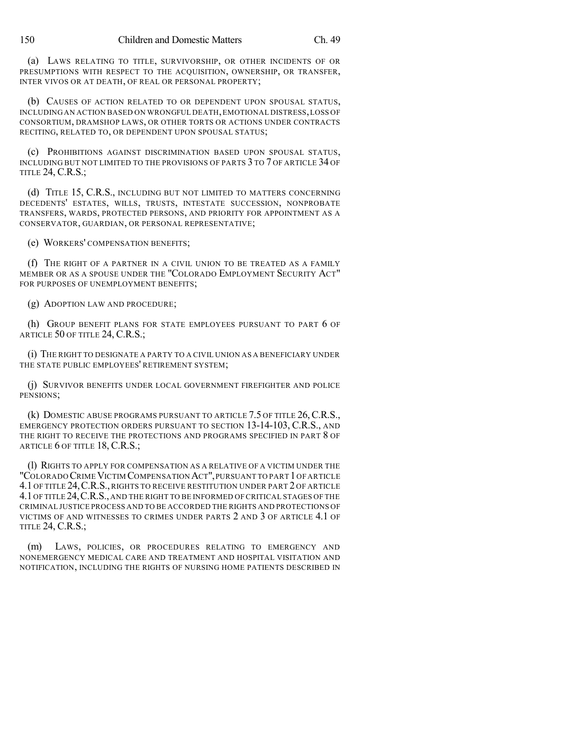(a) LAWS RELATING TO TITLE, SURVIVORSHIP, OR OTHER INCIDENTS OF OR PRESUMPTIONS WITH RESPECT TO THE ACQUISITION, OWNERSHIP, OR TRANSFER, INTER VIVOS OR AT DEATH, OF REAL OR PERSONAL PROPERTY;

(b) CAUSES OF ACTION RELATED TO OR DEPENDENT UPON SPOUSAL STATUS, INCLUDING AN ACTION BASED ON WRONGFUL DEATH, EMOTIONAL DISTRESS, LOSS OF CONSORTIUM, DRAMSHOP LAWS, OR OTHER TORTS OR ACTIONS UNDER CONTRACTS RECITING, RELATED TO, OR DEPENDENT UPON SPOUSAL STATUS;

(c) PROHIBITIONS AGAINST DISCRIMINATION BASED UPON SPOUSAL STATUS, INCLUDING BUT NOT LIMITED TO THE PROVISIONS OF PARTS 3 TO 7 OF ARTICLE 34 OF TITLE 24, C.R.S.;

(d) TITLE 15, C.R.S., INCLUDING BUT NOT LIMITED TO MATTERS CONCERNING DECEDENTS' ESTATES, WILLS, TRUSTS, INTESTATE SUCCESSION, NONPROBATE TRANSFERS, WARDS, PROTECTED PERSONS, AND PRIORITY FOR APPOINTMENT AS A CONSERVATOR, GUARDIAN, OR PERSONAL REPRESENTATIVE;

(e) WORKERS' COMPENSATION BENEFITS;

(f) THE RIGHT OF A PARTNER IN A CIVIL UNION TO BE TREATED AS A FAMILY MEMBER OR AS A SPOUSE UNDER THE "COLORADO EMPLOYMENT SECURITY ACT" FOR PURPOSES OF UNEMPLOYMENT BENEFITS;

(g) ADOPTION LAW AND PROCEDURE;

(h) GROUP BENEFIT PLANS FOR STATE EMPLOYEES PURSUANT TO PART 6 OF ARTICLE 50 OF TITLE 24, C.R.S.;

(i) THE RIGHT TO DESIGNATE A PARTY TO A CIVIL UNION AS A BENEFICIARY UNDER THE STATE PUBLIC EMPLOYEES' RETIREMENT SYSTEM;

(j) SURVIVOR BENEFITS UNDER LOCAL GOVERNMENT FIREFIGHTER AND POLICE PENSIONS;

(k) DOMESTIC ABUSE PROGRAMS PURSUANT TO ARTICLE 7.5 OF TITLE 26, C.R.S., EMERGENCY PROTECTION ORDERS PURSUANT TO SECTION 13-14-103, C.R.S., AND THE RIGHT TO RECEIVE THE PROTECTIONS AND PROGRAMS SPECIFIED IN PART 8 OF ARTICLE 6 OF TITLE 18, C.R.S.;

(l) RIGHTS TO APPLY FOR COMPENSATION AS A RELATIVE OF A VICTIM UNDER THE "COLORADO CRIME VICTIM COMPENSATION ACT", PURSUANT TO PART 1 OF ARTICLE 4.1 OF TITLE 24, C.R.S., RIGHTS TO RECEIVE RESTITUTION UNDER PART 2 OF ARTICLE 4.1 OF TITLE 24, C.R.S., AND THE RIGHT TO BE INFORMED OF CRITICAL STAGES OF THE CRIMINAL JUSTICE PROCESS AND TO BE ACCORDED THE RIGHTS AND PROTECTIONS OF VICTIMS OF AND WITNESSES TO CRIMES UNDER PARTS 2 AND 3 OF ARTICLE 4.1 OF TITLE 24, C.R.S.;

(m) LAWS, POLICIES, OR PROCEDURES RELATING TO EMERGENCY AND NONEMERGENCY MEDICAL CARE AND TREATMENT AND HOSPITAL VISITATION AND NOTIFICATION, INCLUDING THE RIGHTS OF NURSING HOME PATIENTS DESCRIBED IN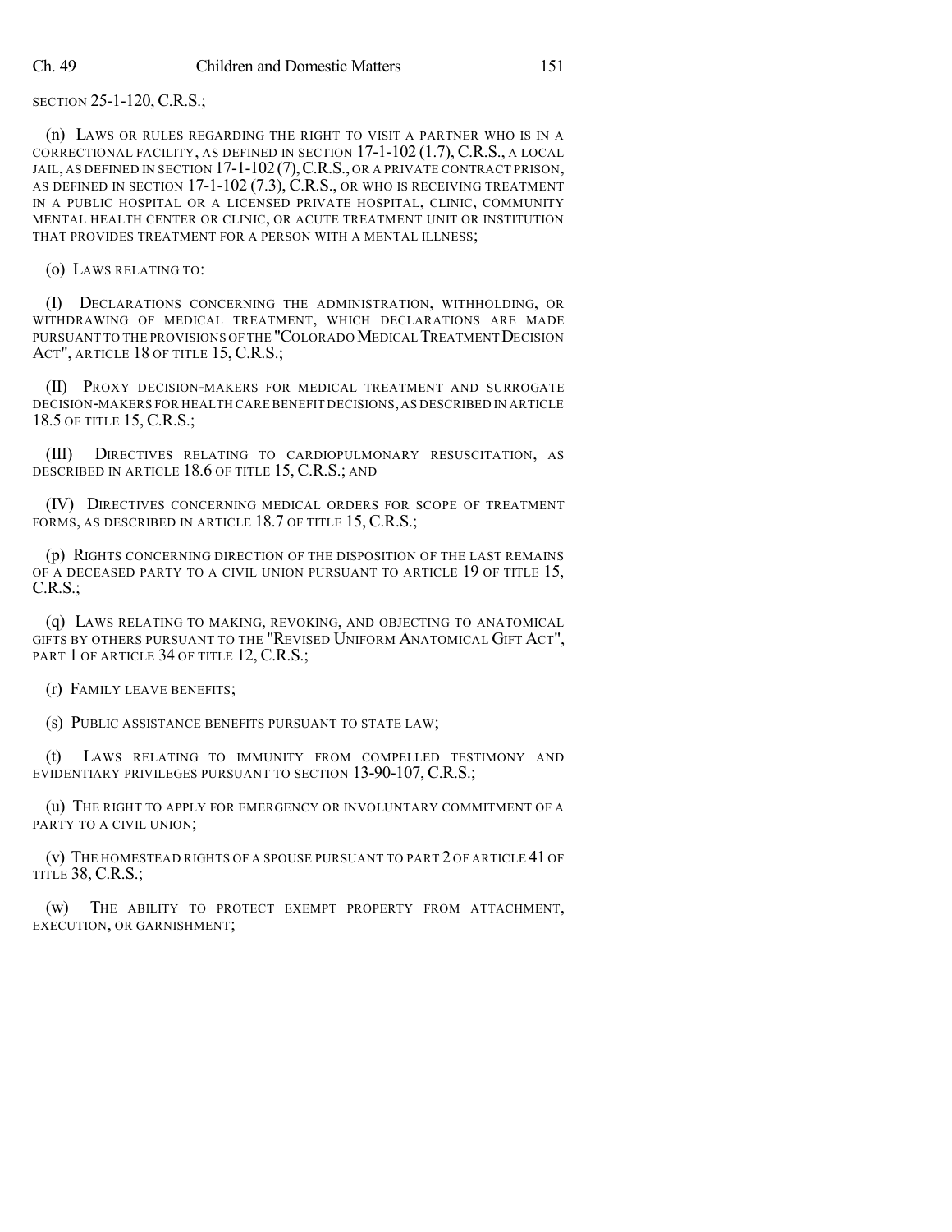SECTION 25-1-120, C.R.S.;

(n) LAWS OR RULES REGARDING THE RIGHT TO VISIT A PARTNER WHO IS IN A CORRECTIONAL FACILITY, AS DEFINED IN SECTION 17-1-102 (1.7), C.R.S., A LOCAL JAIL, AS DEFINED IN SECTION 17-1-102 (7), C.R.S., OR A PRIVATE CONTRACT PRISON, AS DEFINED IN SECTION 17-1-102 (7.3), C.R.S., OR WHO IS RECEIVING TREATMENT IN A PUBLIC HOSPITAL OR A LICENSED PRIVATE HOSPITAL, CLINIC, COMMUNITY MENTAL HEALTH CENTER OR CLINIC, OR ACUTE TREATMENT UNIT OR INSTITUTION THAT PROVIDES TREATMENT FOR A PERSON WITH A MENTAL ILLNESS;

(o) LAWS RELATING TO:

(I) DECLARATIONS CONCERNING THE ADMINISTRATION, WITHHOLDING, OR WITHDRAWING OF MEDICAL TREATMENT, WHICH DECLARATIONS ARE MADE PURSUANT TO THE PROVISIONS OF THE "COLORADO MEDICAL TREATMENT DECISION ACT", ARTICLE 18 OF TITLE 15, C.R.S.;

(II) PROXY DECISION-MAKERS FOR MEDICAL TREATMENT AND SURROGATE DECISION-MAKERS FOR HEALTH CARE BENEFIT DECISIONS, AS DESCRIBED IN ARTICLE 18.5 OF TITLE 15, C.R.S.;

(III) DIRECTIVES RELATING TO CARDIOPULMONARY RESUSCITATION, AS DESCRIBED IN ARTICLE 18.6 OF TITLE 15, C.R.S.; AND

(IV) DIRECTIVES CONCERNING MEDICAL ORDERS FOR SCOPE OF TREATMENT FORMS, AS DESCRIBED IN ARTICLE 18.7 OF TITLE 15, C.R.S.;

(p) RIGHTS CONCERNING DIRECTION OF THE DISPOSITION OF THE LAST REMAINS OF A DECEASED PARTY TO A CIVIL UNION PURSUANT TO ARTICLE 19 OF TITLE 15, C.R.S.;

(q) LAWS RELATING TO MAKING, REVOKING, AND OBJECTING TO ANATOMICAL GIFTS BY OTHERS PURSUANT TO THE "REVISED UNIFORM ANATOMICAL GIFT ACT", PART 1 OF ARTICLE 34 OF TITLE 12, C.R.S.;

(r) FAMILY LEAVE BENEFITS;

(s) PUBLIC ASSISTANCE BENEFITS PURSUANT TO STATE LAW;

(t) LAWS RELATING TO IMMUNITY FROM COMPELLED TESTIMONY AND EVIDENTIARY PRIVILEGES PURSUANT TO SECTION 13-90-107, C.R.S.;

(u) THE RIGHT TO APPLY FOR EMERGENCY OR INVOLUNTARY COMMITMENT OF A PARTY TO A CIVIL UNION;

(v) THE HOMESTEAD RIGHTS OF A SPOUSE PURSUANT TO PART 2 OF ARTICLE 41 OF TITLE 38, C.R.S.;

(w) THE ABILITY TO PROTECT EXEMPT PROPERTY FROM ATTACHMENT, EXECUTION, OR GARNISHMENT;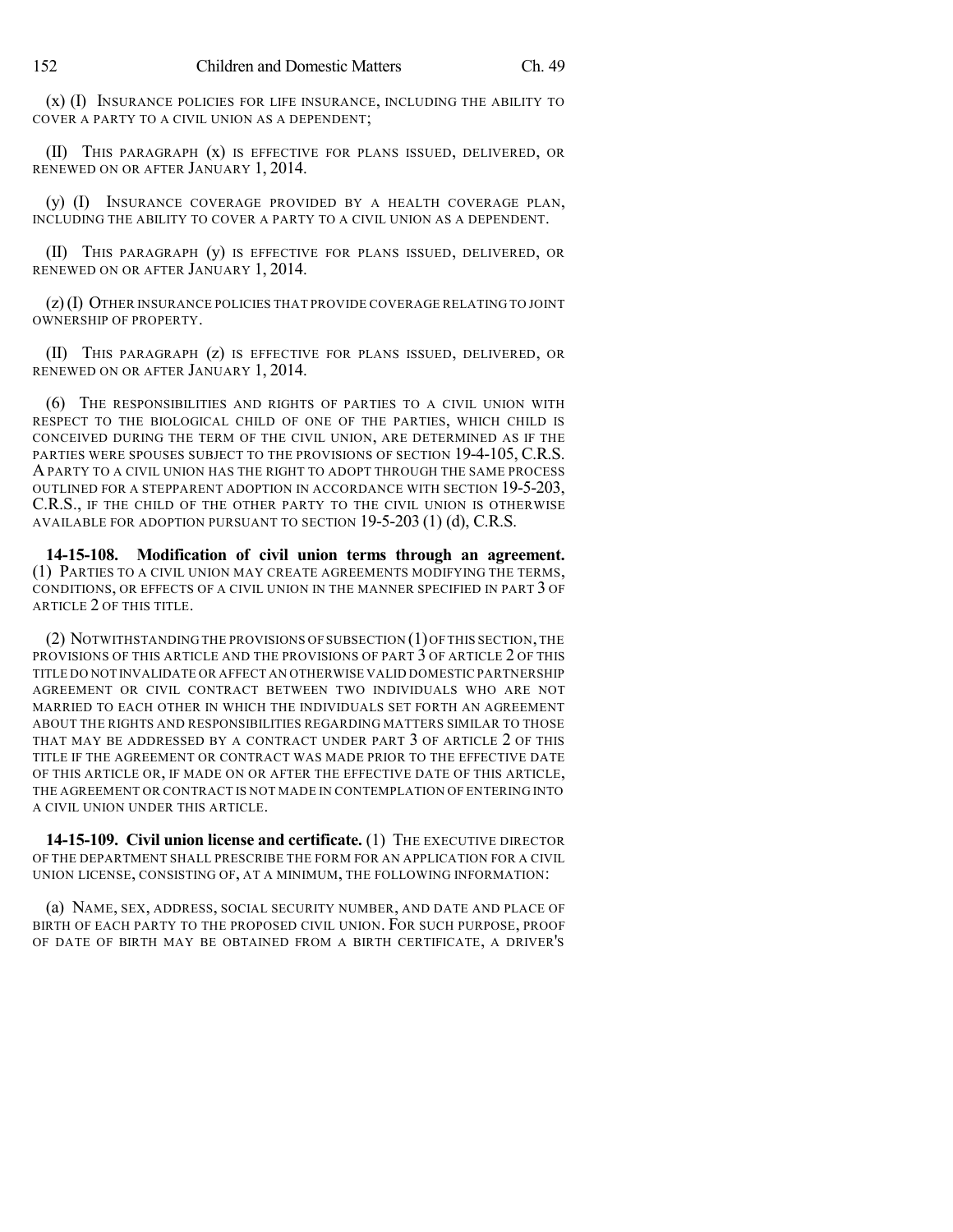(x) (I) INSURANCE POLICIES FOR LIFE INSURANCE, INCLUDING THE ABILITY TO COVER A PARTY TO A CIVIL UNION AS A DEPENDENT;

(II) THIS PARAGRAPH (x) IS EFFECTIVE FOR PLANS ISSUED, DELIVERED, OR RENEWED ON OR AFTER JANUARY 1, 2014.

(y) (I) INSURANCE COVERAGE PROVIDED BY A HEALTH COVERAGE PLAN, INCLUDING THE ABILITY TO COVER A PARTY TO A CIVIL UNION AS A DEPENDENT.

(II) THIS PARAGRAPH (y) IS EFFECTIVE FOR PLANS ISSUED, DELIVERED, OR RENEWED ON OR AFTER JANUARY 1, 2014.

(z) (I) OTHER INSURANCE POLICIES THAT PROVIDE COVERAGE RELATING TO JOINT OWNERSHIP OF PROPERTY.

(II) THIS PARAGRAPH (z) IS EFFECTIVE FOR PLANS ISSUED, DELIVERED, OR RENEWED ON OR AFTER JANUARY 1, 2014.

(6) THE RESPONSIBILITIES AND RIGHTS OF PARTIES TO A CIVIL UNION WITH RESPECT TO THE BIOLOGICAL CHILD OF ONE OF THE PARTIES, WHICH CHILD IS CONCEIVED DURING THE TERM OF THE CIVIL UNION, ARE DETERMINED AS IF THE PARTIES WERE SPOUSES SUBJECT TO THE PROVISIONS OF SECTION 19-4-105, C.R.S. A PARTY TO A CIVIL UNION HAS THE RIGHT TO ADOPT THROUGH THE SAME PROCESS OUTLINED FOR A STEPPARENT ADOPTION IN ACCORDANCE WITH SECTION 19-5-203, C.R.S., IF THE CHILD OF THE OTHER PARTY TO THE CIVIL UNION IS OTHERWISE AVAILABLE FOR ADOPTION PURSUANT TO SECTION 19-5-203 (1) (d), C.R.S.

**14-15-108. Modification of civil union terms through an agreement.** (1) PARTIES TO A CIVIL UNION MAY CREATE AGREEMENTS MODIFYING THE TERMS, CONDITIONS, OR EFFECTS OF A CIVIL UNION IN THE MANNER SPECIFIED IN PART 3 OF ARTICLE 2 OF THIS TITLE.

(2) NOTWITHSTANDING THE PROVISIONS OF SUBSECTION (1) OF THIS SECTION, THE PROVISIONS OF THIS ARTICLE AND THE PROVISIONS OF PART 3 OF ARTICLE 2 OF THIS TITLE DO NOT INVALIDATE OR AFFECT AN OTHERWISE VALID DOMESTIC PARTNERSHIP AGREEMENT OR CIVIL CONTRACT BETWEEN TWO INDIVIDUALS WHO ARE NOT MARRIED TO EACH OTHER IN WHICH THE INDIVIDUALS SET FORTH AN AGREEMENT ABOUT THE RIGHTS AND RESPONSIBILITIES REGARDING MATTERS SIMILAR TO THOSE THAT MAY BE ADDRESSED BY A CONTRACT UNDER PART 3 OF ARTICLE 2 OF THIS TITLE IF THE AGREEMENT OR CONTRACT WAS MADE PRIOR TO THE EFFECTIVE DATE OF THIS ARTICLE OR, IF MADE ON OR AFTER THE EFFECTIVE DATE OF THIS ARTICLE, THE AGREEMENT OR CONTRACT IS NOT MADE IN CONTEMPLATION OF ENTERING INTO A CIVIL UNION UNDER THIS ARTICLE.

**14-15-109. Civil union license and certificate.** (1) THE EXECUTIVE DIRECTOR OF THE DEPARTMENT SHALL PRESCRIBE THE FORM FOR AN APPLICATION FOR A CIVIL UNION LICENSE, CONSISTING OF, AT A MINIMUM, THE FOLLOWING INFORMATION:

(a) NAME, SEX, ADDRESS, SOCIAL SECURITY NUMBER, AND DATE AND PLACE OF BIRTH OF EACH PARTY TO THE PROPOSED CIVIL UNION. FOR SUCH PURPOSE, PROOF OF DATE OF BIRTH MAY BE OBTAINED FROM A BIRTH CERTIFICATE, A DRIVER'S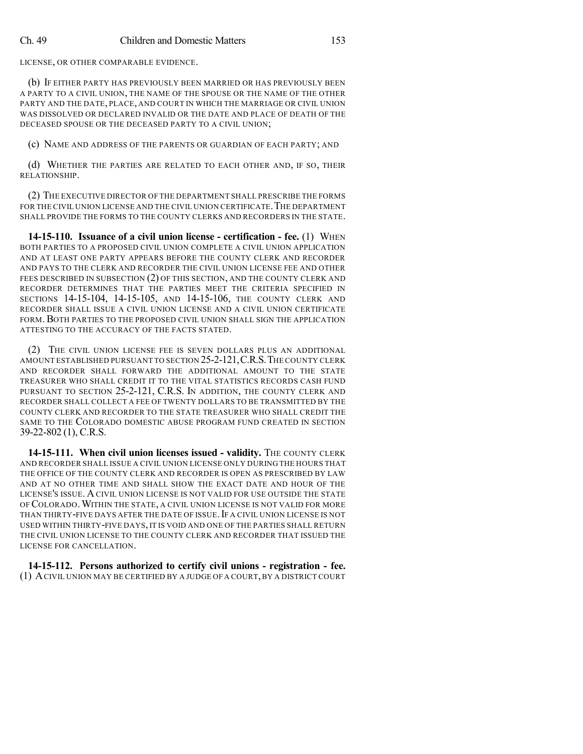LICENSE, OR OTHER COMPARABLE EVIDENCE.

(b) IF EITHER PARTY HAS PREVIOUSLY BEEN MARRIED OR HAS PREVIOUSLY BEEN A PARTY TO A CIVIL UNION, THE NAME OF THE SPOUSE OR THE NAME OF THE OTHER PARTY AND THE DATE, PLACE, AND COURT IN WHICH THE MARRIAGE OR CIVIL UNION WAS DISSOLVED OR DECLARED INVALID OR THE DATE AND PLACE OF DEATH OF THE DECEASED SPOUSE OR THE DECEASED PARTY TO A CIVIL UNION;

(c) NAME AND ADDRESS OF THE PARENTS OR GUARDIAN OF EACH PARTY; AND

(d) WHETHER THE PARTIES ARE RELATED TO EACH OTHER AND, IF SO, THEIR RELATIONSHIP.

(2) THE EXECUTIVE DIRECTOR OF THE DEPARTMENT SHALL PRESCRIBE THE FORMS FOR THE CIVIL UNION LICENSE AND THE CIVIL UNION CERTIFICATE. THE DEPARTMENT SHALL PROVIDE THE FORMS TO THE COUNTY CLERKS AND RECORDERS IN THE STATE.

**14-15-110. Issuance of a civil union license - certification - fee.** (1) WHEN BOTH PARTIES TO A PROPOSED CIVIL UNION COMPLETE A CIVIL UNION APPLICATION AND AT LEAST ONE PARTY APPEARS BEFORE THE COUNTY CLERK AND RECORDER AND PAYS TO THE CLERK AND RECORDER THE CIVIL UNION LICENSE FEE AND OTHER FEES DESCRIBED IN SUBSECTION (2) OF THIS SECTION, AND THE COUNTY CLERK AND RECORDER DETERMINES THAT THE PARTIES MEET THE CRITERIA SPECIFIED IN SECTIONS 14-15-104, 14-15-105, AND 14-15-106, THE COUNTY CLERK AND RECORDER SHALL ISSUE A CIVIL UNION LICENSE AND A CIVIL UNION CERTIFICATE FORM. BOTH PARTIES TO THE PROPOSED CIVIL UNION SHALL SIGN THE APPLICATION ATTESTING TO THE ACCURACY OF THE FACTS STATED.

(2) THE CIVIL UNION LICENSE FEE IS SEVEN DOLLARS PLUS AN ADDITIONAL AMOUNT ESTABLISHED PURSUANT TO SECTION 25-2-121, C.R.S. THE COUNTY CLERK AND RECORDER SHALL FORWARD THE ADDITIONAL AMOUNT TO THE STATE TREASURER WHO SHALL CREDIT IT TO THE VITAL STATISTICS RECORDS CASH FUND PURSUANT TO SECTION 25-2-121, C.R.S. IN ADDITION, THE COUNTY CLERK AND RECORDER SHALL COLLECT A FEE OF TWENTY DOLLARS TO BE TRANSMITTED BY THE COUNTY CLERK AND RECORDER TO THE STATE TREASURER WHO SHALL CREDIT THE SAME TO THE COLORADO DOMESTIC ABUSE PROGRAM FUND CREATED IN SECTION 39-22-802 (1), C.R.S.

**14-15-111. When civil union licenses issued - validity.** THE COUNTY CLERK AND RECORDER SHALL ISSUE A CIVIL UNION LICENSE ONLY DURING THE HOURS THAT THE OFFICE OF THE COUNTY CLERK AND RECORDER IS OPEN AS PRESCRIBED BY LAW AND AT NO OTHER TIME AND SHALL SHOW THE EXACT DATE AND HOUR OF THE LICENSE'S ISSUE. A CIVIL UNION LICENSE IS NOT VALID FOR USE OUTSIDE THE STATE OF COLORADO. WITHIN THE STATE, A CIVIL UNION LICENSE IS NOT VALID FOR MORE THAN THIRTY-FIVE DAYS AFTER THE DATE OF ISSUE. IF A CIVIL UNION LICENSE IS NOT USED WITHIN THIRTY-FIVE DAYS, IT IS VOID AND ONE OF THE PARTIES SHALL RETURN THE CIVIL UNION LICENSE TO THE COUNTY CLERK AND RECORDER THAT ISSUED THE LICENSE FOR CANCELLATION.

**14-15-112. Persons authorized to certify civil unions - registration - fee.** (1) A CIVIL UNION MAY BE CERTIFIED BY A JUDGE OF A COURT, BY A DISTRICT COURT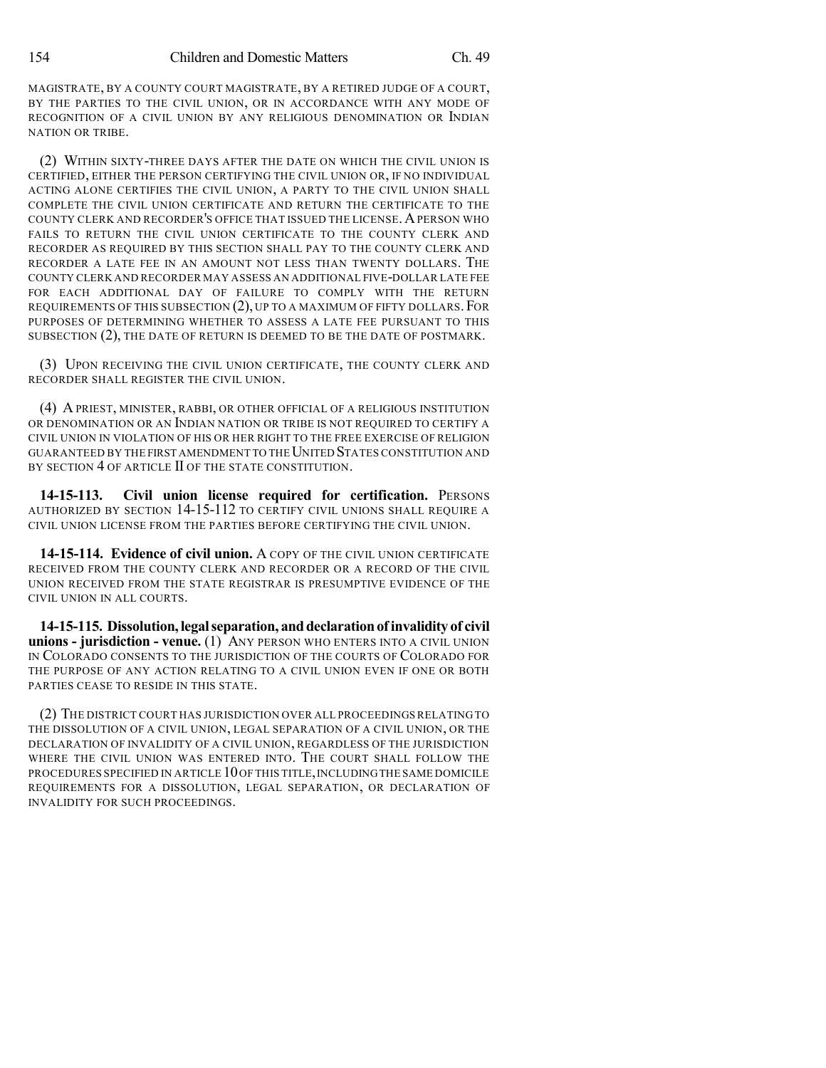MAGISTRATE, BY A COUNTY COURT MAGISTRATE, BY A RETIRED JUDGE OF A COURT, BY THE PARTIES TO THE CIVIL UNION, OR IN ACCORDANCE WITH ANY MODE OF RECOGNITION OF A CIVIL UNION BY ANY RELIGIOUS DENOMINATION OR INDIAN NATION OR TRIBE.

(2) WITHIN SIXTY-THREE DAYS AFTER THE DATE ON WHICH THE CIVIL UNION IS CERTIFIED, EITHER THE PERSON CERTIFYING THE CIVIL UNION OR, IF NO INDIVIDUAL ACTING ALONE CERTIFIES THE CIVIL UNION, A PARTY TO THE CIVIL UNION SHALL COMPLETE THE CIVIL UNION CERTIFICATE AND RETURN THE CERTIFICATE TO THE COUNTY CLERK AND RECORDER'S OFFICE THAT ISSUED THE LICENSE. A PERSON WHO FAILS TO RETURN THE CIVIL UNION CERTIFICATE TO THE COUNTY CLERK AND RECORDER AS REQUIRED BY THIS SECTION SHALL PAY TO THE COUNTY CLERK AND RECORDER A LATE FEE IN AN AMOUNT NOT LESS THAN TWENTY DOLLARS. THE COUNTY CLERK AND RECORDER MAY ASSESS AN ADDITIONAL FIVE-DOLLAR LATE FEE FOR EACH ADDITIONAL DAY OF FAILURE TO COMPLY WITH THE RETURN REQUIREMENTS OF THIS SUBSECTION (2), UP TO A MAXIMUM OF FIFTY DOLLARS. FOR PURPOSES OF DETERMINING WHETHER TO ASSESS A LATE FEE PURSUANT TO THIS SUBSECTION (2), THE DATE OF RETURN IS DEEMED TO BE THE DATE OF POSTMARK.

(3) UPON RECEIVING THE CIVIL UNION CERTIFICATE, THE COUNTY CLERK AND RECORDER SHALL REGISTER THE CIVIL UNION.

(4) A PRIEST, MINISTER, RABBI, OR OTHER OFFICIAL OF A RELIGIOUS INSTITUTION OR DENOMINATION OR AN INDIAN NATION OR TRIBE IS NOT REQUIRED TO CERTIFY A CIVIL UNION IN VIOLATION OF HIS OR HER RIGHT TO THE FREE EXERCISE OF RELIGION GUARANTEED BY THE FIRST AMENDMENT TO THE UNITED STATES CONSTITUTION AND BY SECTION 4 OF ARTICLE II OF THE STATE CONSTITUTION.

**14-15-113. Civil union license required for certification.** PERSONS AUTHORIZED BY SECTION 14-15-112 TO CERTIFY CIVIL UNIONS SHALL REQUIRE A CIVIL UNION LICENSE FROM THE PARTIES BEFORE CERTIFYING THE CIVIL UNION.

**14-15-114. Evidence of civil union.** A COPY OF THE CIVIL UNION CERTIFICATE RECEIVED FROM THE COUNTY CLERK AND RECORDER OR A RECORD OF THE CIVIL UNION RECEIVED FROM THE STATE REGISTRAR IS PRESUMPTIVE EVIDENCE OF THE CIVIL UNION IN ALL COURTS.

**14-15-115. Dissolution, legal separation, and declaration of invalidity of civil unions - jurisdiction - venue.** (1) ANY PERSON WHO ENTERS INTO A CIVIL UNION IN COLORADO CONSENTS TO THE JURISDICTION OF THE COURTS OF COLORADO FOR THE PURPOSE OF ANY ACTION RELATING TO A CIVIL UNION EVEN IF ONE OR BOTH PARTIES CEASE TO RESIDE IN THIS STATE.

(2) THE DISTRICT COURT HAS JURISDICTION OVER ALL PROCEEDINGS RELATING TO THE DISSOLUTION OF A CIVIL UNION, LEGAL SEPARATION OF A CIVIL UNION, OR THE DECLARATION OF INVALIDITY OF A CIVIL UNION, REGARDLESS OF THE JURISDICTION WHERE THE CIVIL UNION WAS ENTERED INTO. THE COURT SHALL FOLLOW THE PROCEDURES SPECIFIED IN ARTICLE 10 OF THIS TITLE, INCLUDING THE SAME DOMICILE REQUIREMENTS FOR A DISSOLUTION, LEGAL SEPARATION, OR DECLARATION OF INVALIDITY FOR SUCH PROCEEDINGS.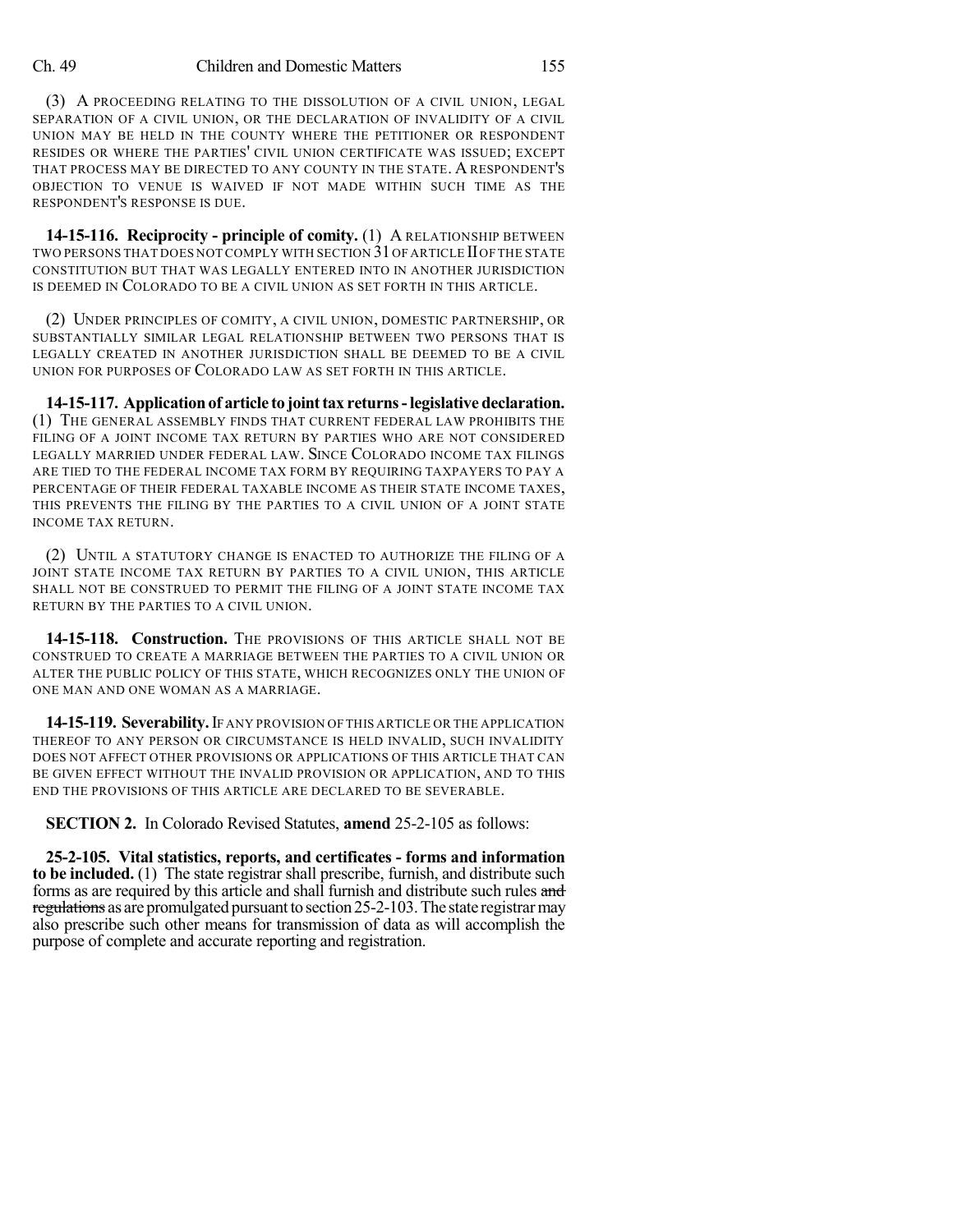(3) A PROCEEDING RELATING TO THE DISSOLUTION OF A CIVIL UNION, LEGAL SEPARATION OF A CIVIL UNION, OR THE DECLARATION OF INVALIDITY OF A CIVIL UNION MAY BE HELD IN THE COUNTY WHERE THE PETITIONER OR RESPONDENT RESIDES OR WHERE THE PARTIES' CIVIL UNION CERTIFICATE WAS ISSUED; EXCEPT THAT PROCESS MAY BE DIRECTED TO ANY COUNTY IN THE STATE. A RESPONDENT'S OBJECTION TO VENUE IS WAIVED IF NOT MADE WITHIN SUCH TIME AS THE RESPONDENT'S RESPONSE IS DUE.

**14-15-116. Reciprocity - principle of comity.** (1) A RELATIONSHIP BETWEEN TWO PERSONS THAT DOES NOT COMPLY WITH SECTION 31 OF ARTICLE II OF THE STATE CONSTITUTION BUT THAT WAS LEGALLY ENTERED INTO IN ANOTHER JURISDICTION IS DEEMED IN COLORADO TO BE A CIVIL UNION AS SET FORTH IN THIS ARTICLE.

(2) UNDER PRINCIPLES OF COMITY, A CIVIL UNION, DOMESTIC PARTNERSHIP, OR SUBSTANTIALLY SIMILAR LEGAL RELATIONSHIP BETWEEN TWO PERSONS THAT IS LEGALLY CREATED IN ANOTHER JURISDICTION SHALL BE DEEMED TO BE A CIVIL UNION FOR PURPOSES OF COLORADO LAW AS SET FORTH IN THIS ARTICLE.

**14-15-117. Application of article to joint tax returns - legislative declaration.** (1) THE GENERAL ASSEMBLY FINDS THAT CURRENT FEDERAL LAW PROHIBITS THE FILING OF A JOINT INCOME TAX RETURN BY PARTIES WHO ARE NOT CONSIDERED LEGALLY MARRIED UNDER FEDERAL LAW. SINCE COLORADO INCOME TAX FILINGS ARE TIED TO THE FEDERAL INCOME TAX FORM BY REQUIRING TAXPAYERS TO PAY A PERCENTAGE OF THEIR FEDERAL TAXABLE INCOME AS THEIR STATE INCOME TAXES, THIS PREVENTS THE FILING BY THE PARTIES TO A CIVIL UNION OF A JOINT STATE INCOME TAX RETURN.

(2) UNTIL A STATUTORY CHANGE IS ENACTED TO AUTHORIZE THE FILING OF A JOINT STATE INCOME TAX RETURN BY PARTIES TO A CIVIL UNION, THIS ARTICLE SHALL NOT BE CONSTRUED TO PERMIT THE FILING OF A JOINT STATE INCOME TAX RETURN BY THE PARTIES TO A CIVIL UNION.

**14-15-118. Construction.** THE PROVISIONS OF THIS ARTICLE SHALL NOT BE CONSTRUED TO CREATE A MARRIAGE BETWEEN THE PARTIES TO A CIVIL UNION OR ALTER THE PUBLIC POLICY OF THIS STATE, WHICH RECOGNIZES ONLY THE UNION OF ONE MAN AND ONE WOMAN AS A MARRIAGE.

**14-15-119. Severability.** IF ANY PROVISION OF THIS ARTICLE OR THE APPLICATION THEREOF TO ANY PERSON OR CIRCUMSTANCE IS HELD INVALID, SUCH INVALIDITY DOES NOT AFFECT OTHER PROVISIONS OR APPLICATIONS OF THIS ARTICLE THAT CAN BE GIVEN EFFECT WITHOUT THE INVALID PROVISION OR APPLICATION, AND TO THIS END THE PROVISIONS OF THIS ARTICLE ARE DECLARED TO BE SEVERABLE.

**SECTION 2.** In Colorado Revised Statutes, **amend** 25-2-105 as follows:

**25-2-105. Vital statistics, reports, and certificates - forms and information to be included.** (1) The state registrar shall prescribe, furnish, and distribute such forms as are required by this article and shall furnish and distribute such rules ~~and regulations~~ as are promulgated pursuant to section 25-2-103. The state registrar may also prescribe such other means for transmission of data as will accomplish the purpose of complete and accurate reporting and registration.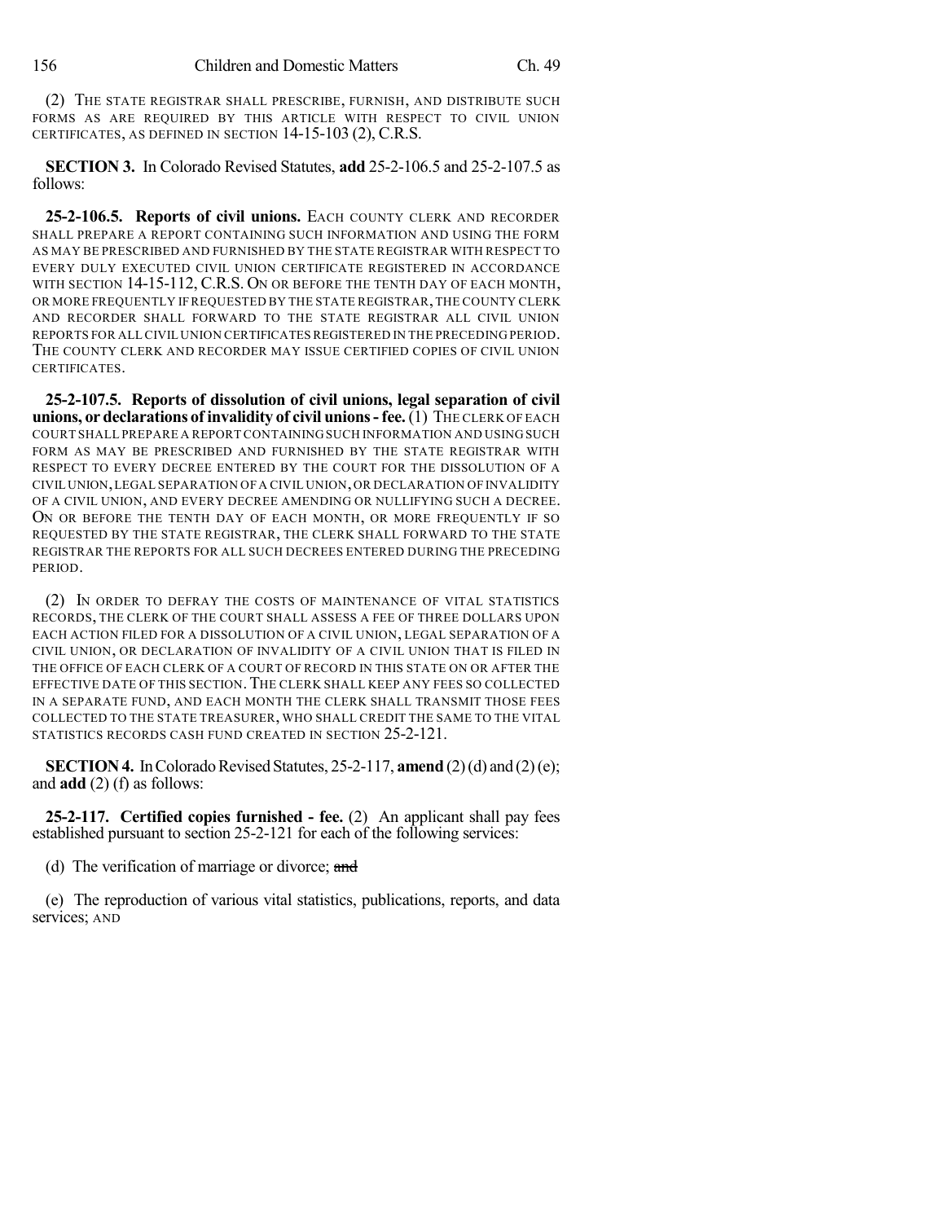(2) THE STATE REGISTRAR SHALL PRESCRIBE, FURNISH, AND DISTRIBUTE SUCH FORMS AS ARE REQUIRED BY THIS ARTICLE WITH RESPECT TO CIVIL UNION CERTIFICATES, AS DEFINED IN SECTION 14-15-103 (2), C.R.S.

**SECTION 3.** In Colorado Revised Statutes, **add** 25-2-106.5 and 25-2-107.5 as follows:

**25-2-106.5. Reports of civil unions.** EACH COUNTY CLERK AND RECORDER SHALL PREPARE A REPORT CONTAINING SUCH INFORMATION AND USING THE FORM AS MAY BE PRESCRIBED AND FURNISHED BY THE STATE REGISTRAR WITH RESPECT TO EVERY DULY EXECUTED CIVIL UNION CERTIFICATE REGISTERED IN ACCORDANCE WITH SECTION 14-15-112, C.R.S. ON OR BEFORE THE TENTH DAY OF EACH MONTH, OR MORE FREQUENTLY IF REQUESTED BY THE STATE REGISTRAR, THE COUNTY CLERK AND RECORDER SHALL FORWARD TO THE STATE REGISTRAR ALL CIVIL UNION REPORTS FOR ALL CIVIL UNION CERTIFICATES REGISTERED IN THE PRECEDING PERIOD. THE COUNTY CLERK AND RECORDER MAY ISSUE CERTIFIED COPIES OF CIVIL UNION CERTIFICATES.

**25-2-107.5. Reports of dissolution of civil unions, legal separation of civil unions, or declarations of invalidity of civil unions - fee.** (1) THE CLERK OF EACH COURT SHALL PREPARE A REPORT CONTAINING SUCH INFORMATION AND USING SUCH FORM AS MAY BE PRESCRIBED AND FURNISHED BY THE STATE REGISTRAR WITH RESPECT TO EVERY DECREE ENTERED BY THE COURT FOR THE DISSOLUTION OF A CIVIL UNION, LEGAL SEPARATION OF A CIVIL UNION, OR DECLARATION OF INVALIDITY OF A CIVIL UNION, AND EVERY DECREE AMENDING OR NULLIFYING SUCH A DECREE. ON OR BEFORE THE TENTH DAY OF EACH MONTH, OR MORE FREQUENTLY IF SO REQUESTED BY THE STATE REGISTRAR, THE CLERK SHALL FORWARD TO THE STATE REGISTRAR THE REPORTS FOR ALL SUCH DECREES ENTERED DURING THE PRECEDING PERIOD.

(2) IN ORDER TO DEFRAY THE COSTS OF MAINTENANCE OF VITAL STATISTICS RECORDS, THE CLERK OF THE COURT SHALL ASSESS A FEE OF THREE DOLLARS UPON EACH ACTION FILED FOR A DISSOLUTION OF A CIVIL UNION, LEGAL SEPARATION OF A CIVIL UNION, OR DECLARATION OF INVALIDITY OF A CIVIL UNION THAT IS FILED IN THE OFFICE OF EACH CLERK OF A COURT OF RECORD IN THIS STATE ON OR AFTER THE EFFECTIVE DATE OF THIS SECTION. THE CLERK SHALL KEEP ANY FEES SO COLLECTED IN A SEPARATE FUND, AND EACH MONTH THE CLERK SHALL TRANSMIT THOSE FEES COLLECTED TO THE STATE TREASURER, WHO SHALL CREDIT THE SAME TO THE VITAL STATISTICS RECORDS CASH FUND CREATED IN SECTION 25-2-121.

**SECTION 4.** In Colorado Revised Statutes, 25-2-117, **amend** (2) (d) and (2) (e); and **add** (2) (f) as follows:

**25-2-117. Certified copies furnished - fee.** (2) An applicant shall pay fees established pursuant to section 25-2-121 for each of the following services:

(d) The verification of marriage or divorce; ~~and~~

(e) The reproduction of various vital statistics, publications, reports, and data services; AND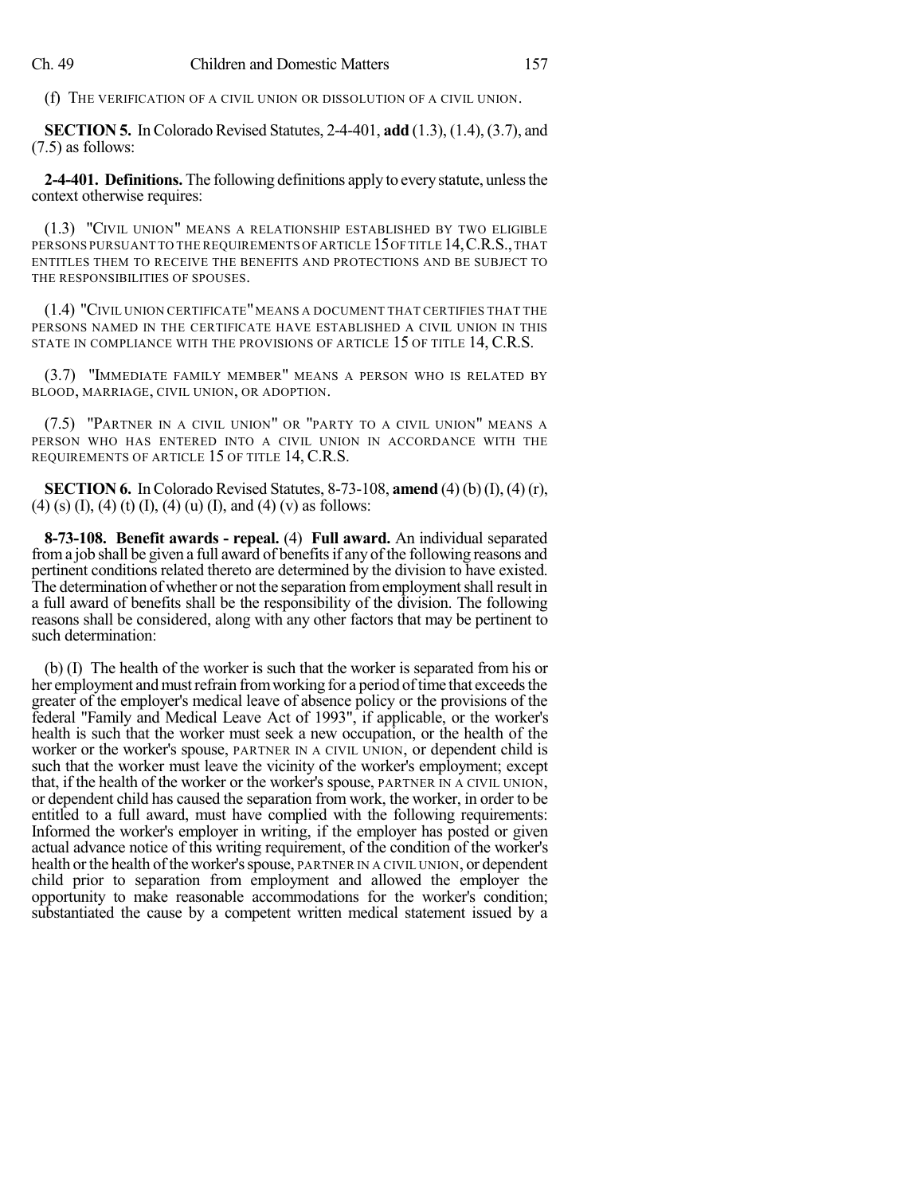(f) THE VERIFICATION OF A CIVIL UNION OR DISSOLUTION OF A CIVIL UNION.

**SECTION 5.** In Colorado Revised Statutes, 2-4-401, **add** (1.3), (1.4), (3.7), and (7.5) as follows:

**2-4-401. Definitions.** The following definitions apply to every statute, unless the context otherwise requires:

(1.3) "CIVIL UNION" MEANS A RELATIONSHIP ESTABLISHED BY TWO ELIGIBLE PERSONS PURSUANT TO THE REQUIREMENTS OF ARTICLE 15 OF TITLE 14, C.R.S., THAT ENTITLES THEM TO RECEIVE THE BENEFITS AND PROTECTIONS AND BE SUBJECT TO THE RESPONSIBILITIES OF SPOUSES.

(1.4) "CIVIL UNION CERTIFICATE" MEANS A DOCUMENT THAT CERTIFIES THAT THE PERSONS NAMED IN THE CERTIFICATE HAVE ESTABLISHED A CIVIL UNION IN THIS STATE IN COMPLIANCE WITH THE PROVISIONS OF ARTICLE 15 OF TITLE 14, C.R.S.

(3.7) "IMMEDIATE FAMILY MEMBER" MEANS A PERSON WHO IS RELATED BY BLOOD, MARRIAGE, CIVIL UNION, OR ADOPTION.

(7.5) "PARTNER IN A CIVIL UNION" OR "PARTY TO A CIVIL UNION" MEANS A PERSON WHO HAS ENTERED INTO A CIVIL UNION IN ACCORDANCE WITH THE REQUIREMENTS OF ARTICLE 15 OF TITLE 14, C.R.S.

**SECTION 6.** In Colorado Revised Statutes, 8-73-108, **amend** (4) (b) (I), (4) (r), (4) (s) (I), (4) (t) (I), (4) (u) (I), and (4) (v) as follows:

**8-73-108. Benefit awards - repeal.** (4) **Full award.** An individual separated from a job shall be given a full award of benefits if any of the following reasons and pertinent conditions related thereto are determined by the division to have existed. The determination of whether or not the separation from employment shall result in a full award of benefits shall be the responsibility of the division. The following reasons shall be considered, along with any other factors that may be pertinent to such determination:

(b) (I) The health of the worker is such that the worker is separated from his or her employment and must refrain from working for a period of time that exceeds the greater of the employer's medical leave of absence policy or the provisions of the federal "Family and Medical Leave Act of 1993", if applicable, or the worker's health is such that the worker must seek a new occupation, or the health of the worker or the worker's spouse, PARTNER IN A CIVIL UNION, or dependent child is such that the worker must leave the vicinity of the worker's employment; except that, if the health of the worker or the worker's spouse, PARTNER IN A CIVIL UNION, or dependent child has caused the separation from work, the worker, in order to be entitled to a full award, must have complied with the following requirements: Informed the worker's employer in writing, if the employer has posted or given actual advance notice of this writing requirement, of the condition of the worker's health or the health of the worker's spouse, PARTNER IN A CIVIL UNION, or dependent child prior to separation from employment and allowed the employer the opportunity to make reasonable accommodations for the worker's condition; substantiated the cause by a competent written medical statement issued by a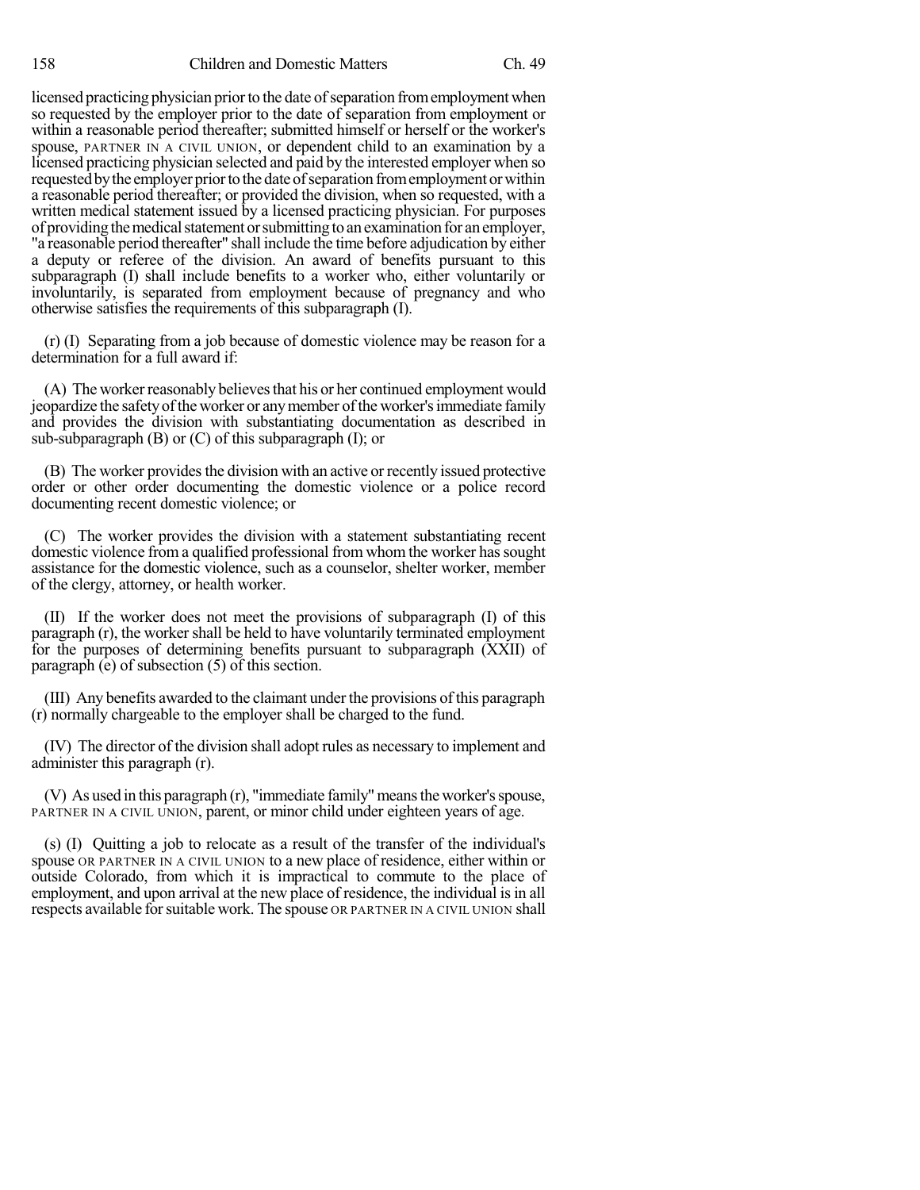licensed practicing physician prior to the date of separation from employment when so requested by the employer prior to the date of separation from employment or within a reasonable period thereafter; submitted himself or herself or the worker's spouse, PARTNER IN A CIVIL UNION, or dependent child to an examination by a licensed practicing physician selected and paid by the interested employer when so requested by the employer prior to the date of separation from employment or within a reasonable period thereafter; or provided the division, when so requested, with a written medical statement issued by a licensed practicing physician. For purposes of providing the medical statement or submitting to an examination for an employer, "a reasonable period thereafter" shall include the time before adjudication by either a deputy or referee of the division. An award of benefits pursuant to this subparagraph (I) shall include benefits to a worker who, either voluntarily or involuntarily, is separated from employment because of pregnancy and who otherwise satisfies the requirements of this subparagraph (I).

(r) (I) Separating from a job because of domestic violence may be reason for a determination for a full award if:

(A) The worker reasonably believes that his or her continued employment would jeopardize the safety of the worker or any member of the worker's immediate family and provides the division with substantiating documentation as described in sub-subparagraph (B) or (C) of this subparagraph (I); or

(B) The worker provides the division with an active or recently issued protective order or other order documenting the domestic violence or a police record documenting recent domestic violence; or

(C) The worker provides the division with a statement substantiating recent domestic violence from a qualified professional from whom the worker has sought assistance for the domestic violence, such as a counselor, shelter worker, member of the clergy, attorney, or health worker.

(II) If the worker does not meet the provisions of subparagraph (I) of this paragraph (r), the worker shall be held to have voluntarily terminated employment for the purposes of determining benefits pursuant to subparagraph (XXII) of paragraph (e) of subsection (5) of this section.

(III) Any benefits awarded to the claimant under the provisions of this paragraph (r) normally chargeable to the employer shall be charged to the fund.

(IV) The director of the division shall adopt rules as necessary to implement and administer this paragraph (r).

(V) As used in this paragraph (r), "immediate family" means the worker's spouse, PARTNER IN A CIVIL UNION, parent, or minor child under eighteen years of age.

(s) (I) Quitting a job to relocate as a result of the transfer of the individual's spouse OR PARTNER IN A CIVIL UNION to a new place of residence, either within or outside Colorado, from which it is impractical to commute to the place of employment, and upon arrival at the new place of residence, the individual is in all respects available for suitable work. The spouse OR PARTNER IN A CIVIL UNION shall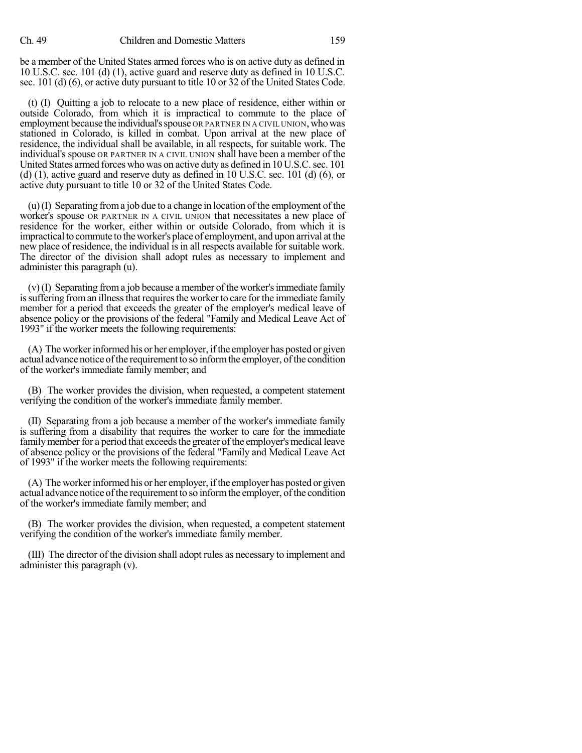be a member of the United States armed forces who is on active duty as defined in 10 U.S.C. sec. 101 (d) (1), active guard and reserve duty as defined in 10 U.S.C. sec. 101 (d) (6), or active duty pursuant to title 10 or 32 of the United States Code.

(t) (I) Quitting a job to relocate to a new place of residence, either within or outside Colorado, from which it is impractical to commute to the place of employment because the individual's spouse OR PARTNER IN A CIVIL UNION, who was stationed in Colorado, is killed in combat. Upon arrival at the new place of residence, the individual shall be available, in all respects, for suitable work. The individual's spouse OR PARTNER IN A CIVIL UNION shall have been a member of the United States armed forces who was on active duty as defined in 10 U.S.C. sec. 101 (d) (1), active guard and reserve duty as defined in 10 U.S.C. sec. 101 (d) (6), or active duty pursuant to title 10 or 32 of the United States Code.

(u) (I) Separating from a job due to a change in location of the employment of the worker's spouse OR PARTNER IN A CIVIL UNION that necessitates a new place of residence for the worker, either within or outside Colorado, from which it is impractical to commute to the worker's place of employment, and upon arrival at the new place of residence, the individual is in all respects available for suitable work. The director of the division shall adopt rules as necessary to implement and administer this paragraph (u).

(v) (I) Separating from a job because a member of the worker's immediate family is suffering from an illness that requires the worker to care for the immediate family member for a period that exceeds the greater of the employer's medical leave of absence policy or the provisions of the federal "Family and Medical Leave Act of 1993" if the worker meets the following requirements:

(A) The worker informed his or her employer, if the employer has posted or given actual advance notice of the requirement to so inform the employer, of the condition of the worker's immediate family member; and

(B) The worker provides the division, when requested, a competent statement verifying the condition of the worker's immediate family member.

(II) Separating from a job because a member of the worker's immediate family is suffering from a disability that requires the worker to care for the immediate family member for a period that exceeds the greater of the employer's medical leave of absence policy or the provisions of the federal "Family and Medical Leave Act of 1993" if the worker meets the following requirements:

(A) The worker informed his or her employer, if the employer has posted or given actual advance notice of the requirement to so inform the employer, of the condition of the worker's immediate family member; and

(B) The worker provides the division, when requested, a competent statement verifying the condition of the worker's immediate family member.

(III) The director of the division shall adopt rules as necessary to implement and administer this paragraph (v).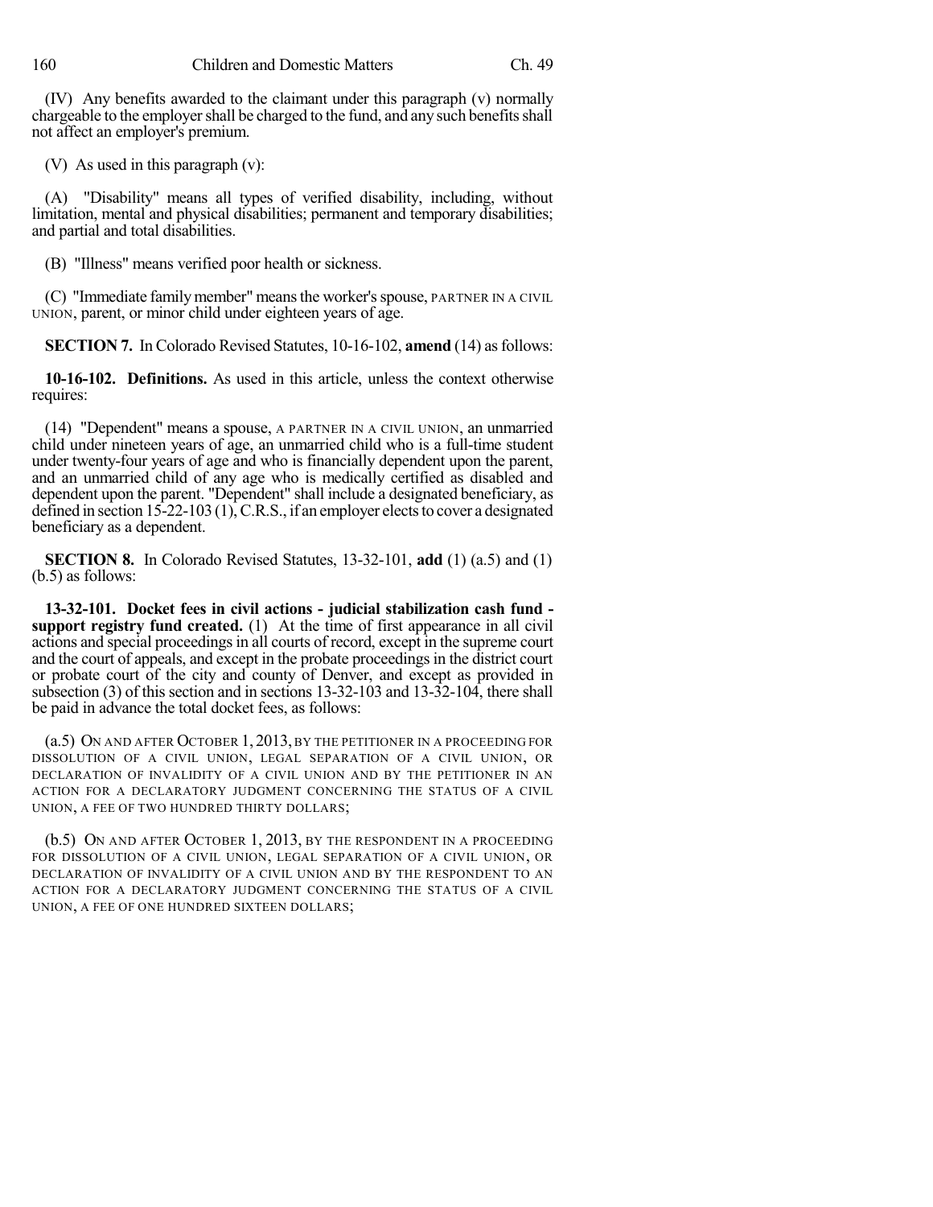(IV) Any benefits awarded to the claimant under this paragraph (v) normally chargeable to the employer shall be charged to the fund, and any such benefits shall not affect an employer's premium.

(V) As used in this paragraph (v):

(A) "Disability" means all types of verified disability, including, without limitation, mental and physical disabilities; permanent and temporary disabilities; and partial and total disabilities.

(B) "Illness" means verified poor health or sickness.

(C) "Immediate family member" means the worker's spouse, PARTNER IN A CIVIL UNION, parent, or minor child under eighteen years of age.

**SECTION 7.** In Colorado Revised Statutes, 10-16-102, **amend** (14) as follows:

**10-16-102. Definitions.** As used in this article, unless the context otherwise requires:

(14) "Dependent" means a spouse, A PARTNER IN A CIVIL UNION, an unmarried child under nineteen years of age, an unmarried child who is a full-time student under twenty-four years of age and who is financially dependent upon the parent, and an unmarried child of any age who is medically certified as disabled and dependent upon the parent. "Dependent" shall include a designated beneficiary, as defined in section 15-22-103 (1), C.R.S., if an employer elects to cover a designated beneficiary as a dependent.

**SECTION 8.** In Colorado Revised Statutes, 13-32-101, **add** (1) (a.5) and (1) (b.5) as follows:

**13-32-101. Docket fees in civil actions - judicial stabilization cash fund - support registry fund created.** (1) At the time of first appearance in all civil actions and special proceedings in all courts of record, except in the supreme court and the court of appeals, and except in the probate proceedings in the district court or probate court of the city and county of Denver, and except as provided in subsection (3) of this section and in sections 13-32-103 and 13-32-104, there shall be paid in advance the total docket fees, as follows:

(a.5) ON AND AFTER OCTOBER 1, 2013, BY THE PETITIONER IN A PROCEEDING FOR DISSOLUTION OF A CIVIL UNION, LEGAL SEPARATION OF A CIVIL UNION, OR DECLARATION OF INVALIDITY OF A CIVIL UNION AND BY THE PETITIONER IN AN ACTION FOR A DECLARATORY JUDGMENT CONCERNING THE STATUS OF A CIVIL UNION, A FEE OF TWO HUNDRED THIRTY DOLLARS;

(b.5) ON AND AFTER OCTOBER 1, 2013, BY THE RESPONDENT IN A PROCEEDING FOR DISSOLUTION OF A CIVIL UNION, LEGAL SEPARATION OF A CIVIL UNION, OR DECLARATION OF INVALIDITY OF A CIVIL UNION AND BY THE RESPONDENT TO AN ACTION FOR A DECLARATORY JUDGMENT CONCERNING THE STATUS OF A CIVIL UNION, A FEE OF ONE HUNDRED SIXTEEN DOLLARS;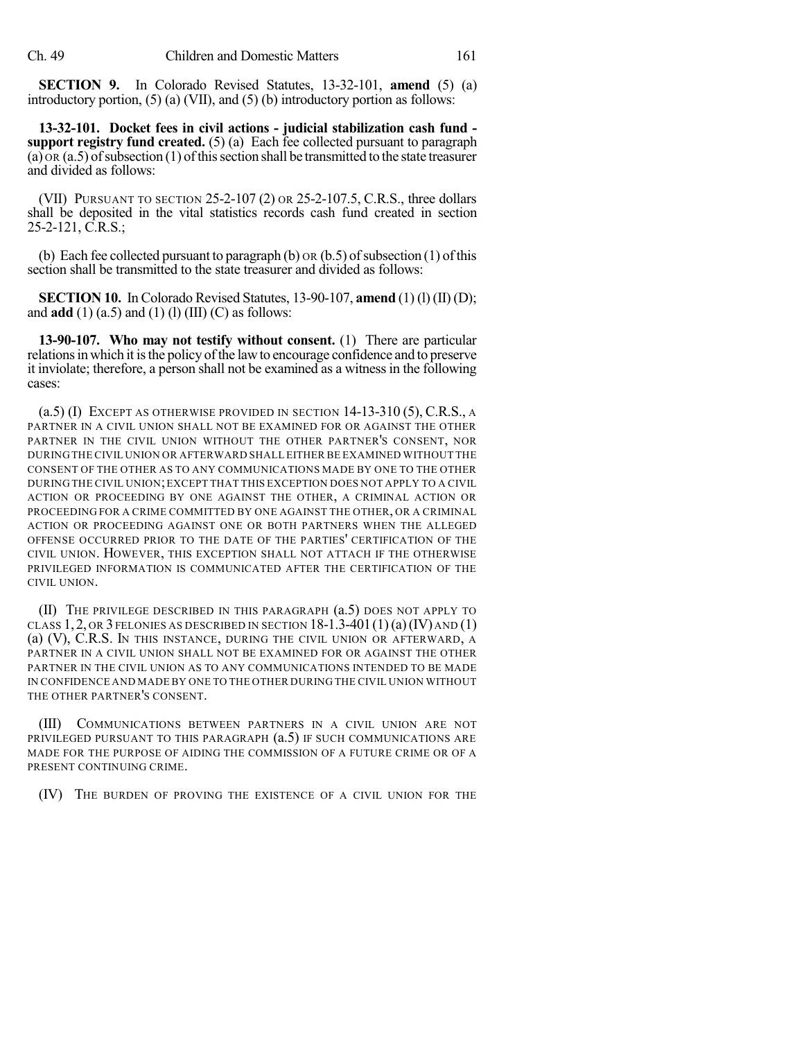**SECTION 9.** In Colorado Revised Statutes, 13-32-101, **amend** (5) (a) introductory portion, (5) (a) (VII), and (5) (b) introductory portion as follows:

**13-32-101. Docket fees in civil actions - judicial stabilization cash fund - support registry fund created.** (5) (a) Each fee collected pursuant to paragraph (a) OR (a.5) of subsection (1) of this section shall be transmitted to the state treasurer and divided as follows:

(VII) PURSUANT TO SECTION 25-2-107 (2) OR 25-2-107.5, C.R.S., three dollars shall be deposited in the vital statistics records cash fund created in section 25-2-121, C.R.S.;

(b) Each fee collected pursuant to paragraph (b) OR (b.5) of subsection (1) of this section shall be transmitted to the state treasurer and divided as follows:

**SECTION 10.** In Colorado Revised Statutes, 13-90-107, **amend** (1) (l) (II) (D); and **add** (1) (a.5) and (1) (l) (III) (C) as follows:

**13-90-107. Who may not testify without consent.** (1) There are particular relations in which it is the policy of the law to encourage confidence and to preserve it inviolate; therefore, a person shall not be examined as a witness in the following cases:

(a.5) (I) EXCEPT AS OTHERWISE PROVIDED IN SECTION 14-13-310 (5), C.R.S., A PARTNER IN A CIVIL UNION SHALL NOT BE EXAMINED FOR OR AGAINST THE OTHER PARTNER IN THE CIVIL UNION WITHOUT THE OTHER PARTNER'S CONSENT, NOR DURING THE CIVIL UNION OR AFTERWARD SHALL EITHER BE EXAMINED WITHOUT THE CONSENT OF THE OTHER AS TO ANY COMMUNICATIONS MADE BY ONE TO THE OTHER DURING THE CIVIL UNION; EXCEPT THAT THIS EXCEPTION DOES NOT APPLY TO A CIVIL ACTION OR PROCEEDING BY ONE AGAINST THE OTHER, A CRIMINAL ACTION OR PROCEEDING FOR A CRIME COMMITTED BY ONE AGAINST THE OTHER, OR A CRIMINAL ACTION OR PROCEEDING AGAINST ONE OR BOTH PARTNERS WHEN THE ALLEGED OFFENSE OCCURRED PRIOR TO THE DATE OF THE PARTIES' CERTIFICATION OF THE CIVIL UNION. HOWEVER, THIS EXCEPTION SHALL NOT ATTACH IF THE OTHERWISE PRIVILEGED INFORMATION IS COMMUNICATED AFTER THE CERTIFICATION OF THE CIVIL UNION.

(II) THE PRIVILEGE DESCRIBED IN THIS PARAGRAPH (a.5) DOES NOT APPLY TO CLASS 1, 2, OR 3 FELONIES AS DESCRIBED IN SECTION 18-1.3-401 (1) (a) (IV) AND (1) (a) (V), C.R.S. IN THIS INSTANCE, DURING THE CIVIL UNION OR AFTERWARD, A PARTNER IN A CIVIL UNION SHALL NOT BE EXAMINED FOR OR AGAINST THE OTHER PARTNER IN THE CIVIL UNION AS TO ANY COMMUNICATIONS INTENDED TO BE MADE IN CONFIDENCE AND MADE BY ONE TO THE OTHER DURING THE CIVIL UNION WITHOUT THE OTHER PARTNER'S CONSENT.

(III) COMMUNICATIONS BETWEEN PARTNERS IN A CIVIL UNION ARE NOT PRIVILEGED PURSUANT TO THIS PARAGRAPH (a.5) IF SUCH COMMUNICATIONS ARE MADE FOR THE PURPOSE OF AIDING THE COMMISSION OF A FUTURE CRIME OR OF A PRESENT CONTINUING CRIME.

(IV) THE BURDEN OF PROVING THE EXISTENCE OF A CIVIL UNION FOR THE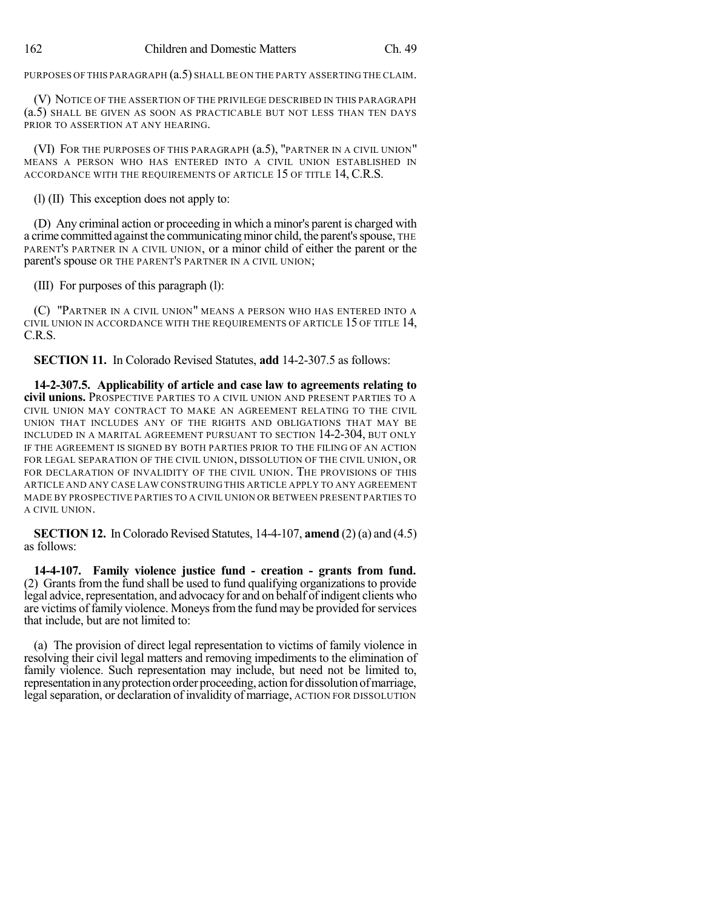PURPOSES OF THIS PARAGRAPH (a.5) SHALL BE ON THE PARTY ASSERTING THE CLAIM.

(V) NOTICE OF THE ASSERTION OF THE PRIVILEGE DESCRIBED IN THIS PARAGRAPH (a.5) SHALL BE GIVEN AS SOON AS PRACTICABLE BUT NOT LESS THAN TEN DAYS PRIOR TO ASSERTION AT ANY HEARING.

(VI) FOR THE PURPOSES OF THIS PARAGRAPH (a.5), "PARTNER IN A CIVIL UNION" MEANS A PERSON WHO HAS ENTERED INTO A CIVIL UNION ESTABLISHED IN ACCORDANCE WITH THE REQUIREMENTS OF ARTICLE 15 OF TITLE 14, C.R.S.

(l) (II) This exception does not apply to:

(D) Any criminal action or proceeding in which a minor's parent is charged with a crime committed against the communicating minor child, the parent's spouse, THE PARENT'S PARTNER IN A CIVIL UNION, or a minor child of either the parent or the parent's spouse OR THE PARENT'S PARTNER IN A CIVIL UNION;

(III) For purposes of this paragraph (l):

(C) "PARTNER IN A CIVIL UNION" MEANS A PERSON WHO HAS ENTERED INTO A CIVIL UNION IN ACCORDANCE WITH THE REQUIREMENTS OF ARTICLE 15 OF TITLE 14, C.R.S.

**SECTION 11.** In Colorado Revised Statutes, **add** 14-2-307.5 as follows:

**14-2-307.5. Applicability of article and case law to agreements relating to civil unions.** PROSPECTIVE PARTIES TO A CIVIL UNION AND PRESENT PARTIES TO A CIVIL UNION MAY CONTRACT TO MAKE AN AGREEMENT RELATING TO THE CIVIL UNION THAT INCLUDES ANY OF THE RIGHTS AND OBLIGATIONS THAT MAY BE INCLUDED IN A MARITAL AGREEMENT PURSUANT TO SECTION 14-2-304, BUT ONLY IF THE AGREEMENT IS SIGNED BY BOTH PARTIES PRIOR TO THE FILING OF AN ACTION FOR LEGAL SEPARATION OF THE CIVIL UNION, DISSOLUTION OF THE CIVIL UNION, OR FOR DECLARATION OF INVALIDITY OF THE CIVIL UNION. THE PROVISIONS OF THIS ARTICLE AND ANY CASE LAW CONSTRUING THIS ARTICLE APPLY TO ANY AGREEMENT MADE BY PROSPECTIVE PARTIES TO A CIVIL UNION OR BETWEEN PRESENT PARTIES TO A CIVIL UNION.

**SECTION 12.** In Colorado Revised Statutes, 14-4-107, **amend** (2) (a) and (4.5) as follows:

**14-4-107. Family violence justice fund - creation - grants from fund.** (2) Grants from the fund shall be used to fund qualifying organizations to provide legal advice, representation, and advocacy for and on behalf of indigent clients who are victims of family violence. Moneys from the fund may be provided for services that include, but are not limited to:

(a) The provision of direct legal representation to victims of family violence in resolving their civil legal matters and removing impediments to the elimination of family violence. Such representation may include, but need not be limited to, representation in any protection order proceeding, action for dissolution of marriage, legal separation, or declaration of invalidity of marriage, ACTION FOR DISSOLUTION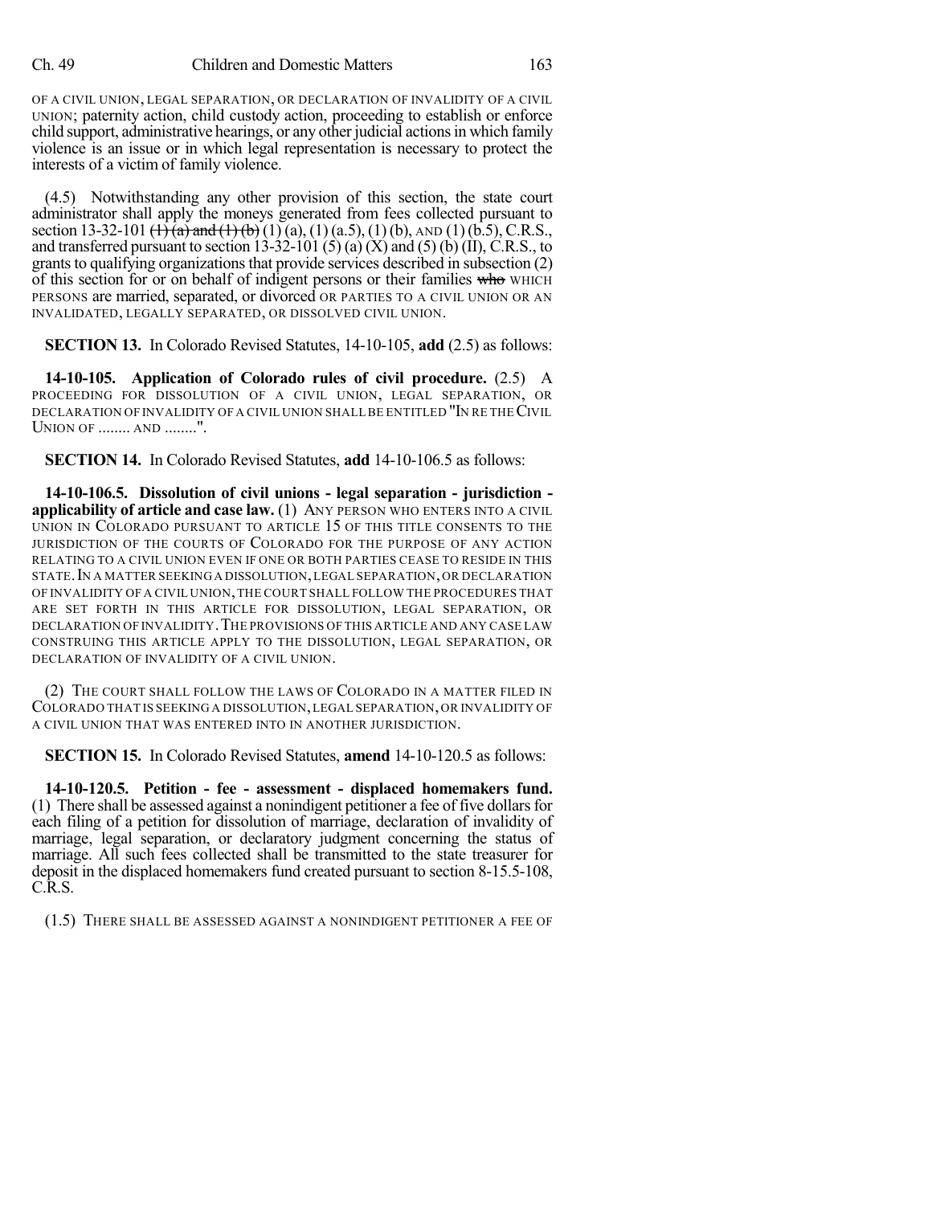OF A CIVIL UNION, LEGAL SEPARATION, OR DECLARATION OF INVALIDITY OF A CIVIL UNION; paternity action, child custody action, proceeding to establish or enforce child support, administrative hearings, or any other judicial actions in which family violence is an issue or in which legal representation is necessary to protect the interests of a victim of family violence.

(4.5) Notwithstanding any other provision of this section, the state court administrator shall apply the moneys generated from fees collected pursuant to section 13-32-101 ~~(1) (a) and (1) (b)~~ (1) (a), (1) (a.5), (1) (b), AND (1) (b.5), C.R.S., and transferred pursuant to section 13-32-101 (5) (a) (X) and (5) (b) (II), C.R.S., to grants to qualifying organizations that provide services described in subsection (2) of this section for or on behalf of indigent persons or their families ~~who~~ WHICH PERSONS are married, separated, or divorced OR PARTIES TO A CIVIL UNION OR AN INVALIDATED, LEGALLY SEPARATED, OR DISSOLVED CIVIL UNION.

**SECTION 13.** In Colorado Revised Statutes, 14-10-105, **add** (2.5) as follows:

**14-10-105. Application of Colorado rules of civil procedure.** (2.5) A PROCEEDING FOR DISSOLUTION OF A CIVIL UNION, LEGAL SEPARATION, OR DECLARATION OF INVALIDITY OF A CIVIL UNION SHALL BE ENTITLED "IN RE THE CIVIL UNION OF ........ AND ........".

**SECTION 14.** In Colorado Revised Statutes, **add** 14-10-106.5 as follows:

**14-10-106.5. Dissolution of civil unions - legal separation - jurisdiction - applicability of article and case law.** (1) ANY PERSON WHO ENTERS INTO A CIVIL UNION IN COLORADO PURSUANT TO ARTICLE 15 OF THIS TITLE CONSENTS TO THE JURISDICTION OF THE COURTS OF COLORADO FOR THE PURPOSE OF ANY ACTION RELATING TO A CIVIL UNION EVEN IF ONE OR BOTH PARTIES CEASE TO RESIDE IN THIS STATE. IN A MATTER SEEKING A DISSOLUTION, LEGAL SEPARATION, OR DECLARATION OF INVALIDITY OF A CIVIL UNION, THE COURT SHALL FOLLOW THE PROCEDURES THAT ARE SET FORTH IN THIS ARTICLE FOR DISSOLUTION, LEGAL SEPARATION, OR DECLARATION OF INVALIDITY. THE PROVISIONS OF THIS ARTICLE AND ANY CASE LAW CONSTRUING THIS ARTICLE APPLY TO THE DISSOLUTION, LEGAL SEPARATION, OR DECLARATION OF INVALIDITY OF A CIVIL UNION.

(2) THE COURT SHALL FOLLOW THE LAWS OF COLORADO IN A MATTER FILED IN COLORADO THAT IS SEEKING A DISSOLUTION, LEGAL SEPARATION, OR INVALIDITY OF A CIVIL UNION THAT WAS ENTERED INTO IN ANOTHER JURISDICTION.

**SECTION 15.** In Colorado Revised Statutes, **amend** 14-10-120.5 as follows:

**14-10-120.5. Petition - fee - assessment - displaced homemakers fund.** (1) There shall be assessed against a nonindigent petitioner a fee of five dollars for each filing of a petition for dissolution of marriage, declaration of invalidity of marriage, legal separation, or declaratory judgment concerning the status of marriage. All such fees collected shall be transmitted to the state treasurer for deposit in the displaced homemakers fund created pursuant to section 8-15.5-108, C.R.S.

(1.5) THERE SHALL BE ASSESSED AGAINST A NONINDIGENT PETITIONER A FEE OF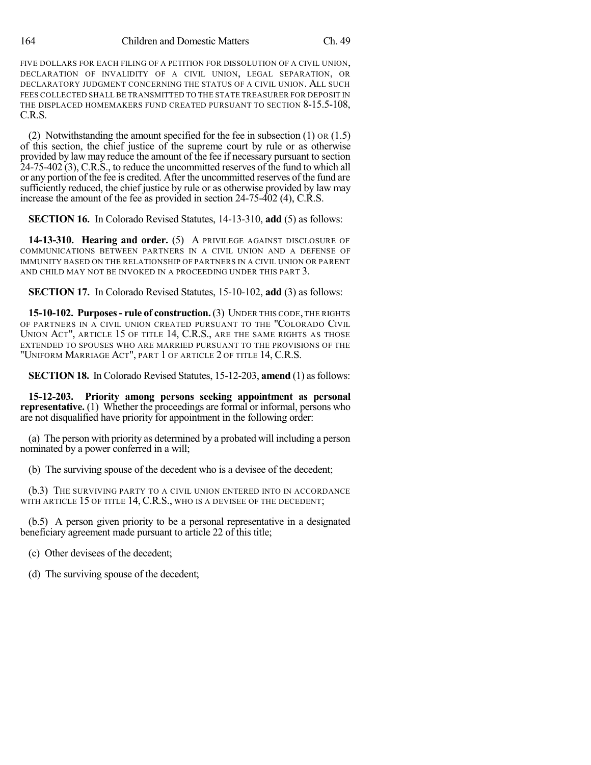FIVE DOLLARS FOR EACH FILING OF A PETITION FOR DISSOLUTION OF A CIVIL UNION, DECLARATION OF INVALIDITY OF A CIVIL UNION, LEGAL SEPARATION, OR DECLARATORY JUDGMENT CONCERNING THE STATUS OF A CIVIL UNION. ALL SUCH FEES COLLECTED SHALL BE TRANSMITTED TO THE STATE TREASURER FOR DEPOSIT IN THE DISPLACED HOMEMAKERS FUND CREATED PURSUANT TO SECTION 8-15.5-108, C.R.S.

(2) Notwithstanding the amount specified for the fee in subsection (1) OR (1.5) of this section, the chief justice of the supreme court by rule or as otherwise provided by law may reduce the amount of the fee if necessary pursuant to section 24-75-402 (3), C.R.S., to reduce the uncommitted reserves of the fund to which all or any portion of the fee is credited. After the uncommitted reserves of the fund are sufficiently reduced, the chief justice by rule or as otherwise provided by law may increase the amount of the fee as provided in section 24-75-402 (4), C.R.S.

**SECTION 16.** In Colorado Revised Statutes, 14-13-310, **add** (5) as follows:

**14-13-310. Hearing and order.** (5) A PRIVILEGE AGAINST DISCLOSURE OF COMMUNICATIONS BETWEEN PARTNERS IN A CIVIL UNION AND A DEFENSE OF IMMUNITY BASED ON THE RELATIONSHIP OF PARTNERS IN A CIVIL UNION OR PARENT AND CHILD MAY NOT BE INVOKED IN A PROCEEDING UNDER THIS PART 3.

**SECTION 17.** In Colorado Revised Statutes, 15-10-102, **add** (3) as follows:

**15-10-102. Purposes - rule of construction.** (3) UNDER THIS CODE, THE RIGHTS OF PARTNERS IN A CIVIL UNION CREATED PURSUANT TO THE "COLORADO CIVIL UNION ACT", ARTICLE 15 OF TITLE 14, C.R.S., ARE THE SAME RIGHTS AS THOSE EXTENDED TO SPOUSES WHO ARE MARRIED PURSUANT TO THE PROVISIONS OF THE "UNIFORM MARRIAGE ACT", PART 1 OF ARTICLE 2 OF TITLE 14, C.R.S.

**SECTION 18.** In Colorado Revised Statutes, 15-12-203, **amend** (1) as follows:

**15-12-203. Priority among persons seeking appointment as personal representative.** (1) Whether the proceedings are formal or informal, persons who are not disqualified have priority for appointment in the following order:

(a) The person with priority as determined by a probated will including a person nominated by a power conferred in a will;

(b) The surviving spouse of the decedent who is a devisee of the decedent;

(b.3) THE SURVIVING PARTY TO A CIVIL UNION ENTERED INTO IN ACCORDANCE WITH ARTICLE 15 OF TITLE 14, C.R.S., WHO IS A DEVISEE OF THE DECEDENT;

(b.5) A person given priority to be a personal representative in a designated beneficiary agreement made pursuant to article 22 of this title;

(c) Other devisees of the decedent;

(d) The surviving spouse of the decedent;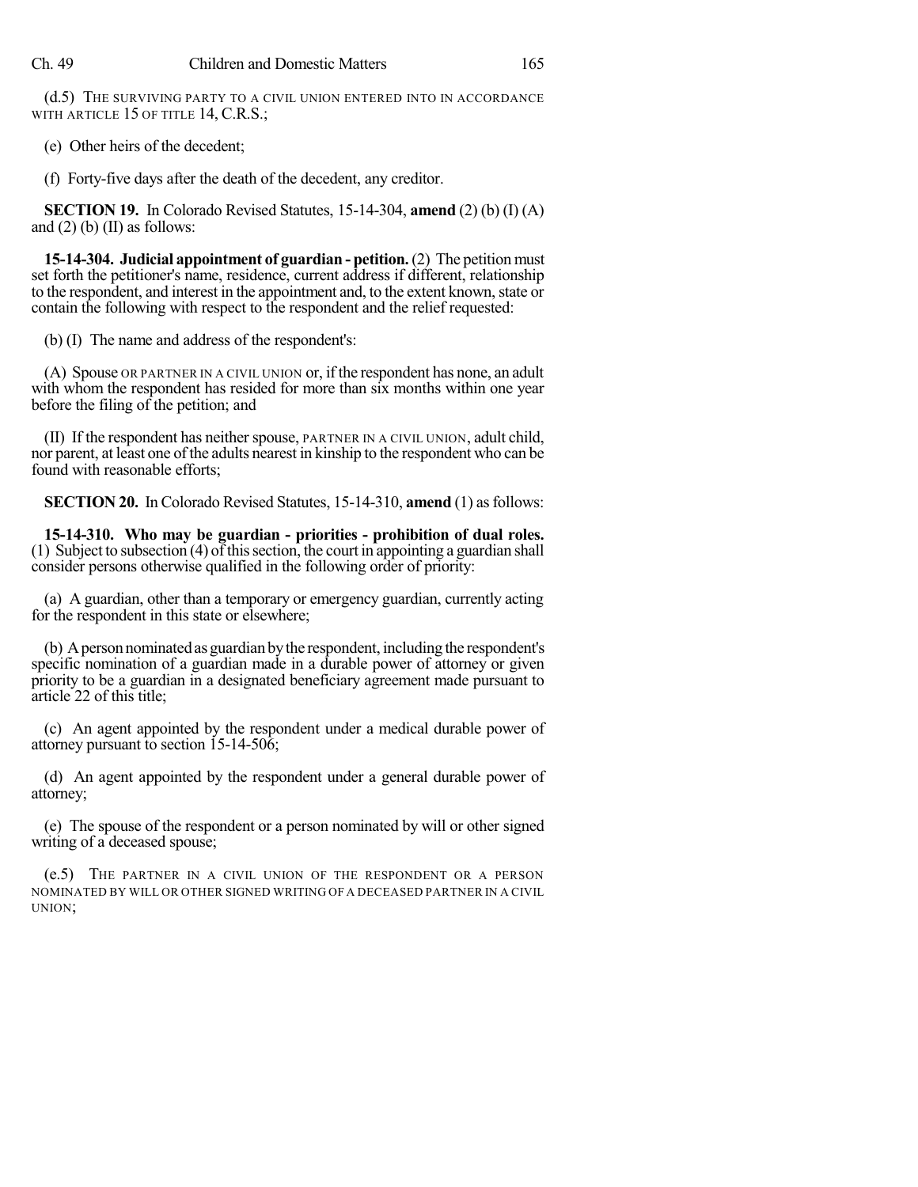(d.5) THE SURVIVING PARTY TO A CIVIL UNION ENTERED INTO IN ACCORDANCE WITH ARTICLE 15 OF TITLE 14, C.R.S.;

(e) Other heirs of the decedent;

(f) Forty-five days after the death of the decedent, any creditor.

**SECTION 19.** In Colorado Revised Statutes, 15-14-304, **amend** (2) (b) (I) (A) and (2) (b) (II) as follows:

**15-14-304. Judicial appointment of guardian - petition.** (2) The petition must set forth the petitioner's name, residence, current address if different, relationship to the respondent, and interest in the appointment and, to the extent known, state or contain the following with respect to the respondent and the relief requested:

(b) (I) The name and address of the respondent's:

(A) Spouse OR PARTNER IN A CIVIL UNION or, if the respondent has none, an adult with whom the respondent has resided for more than six months within one year before the filing of the petition; and

(II) If the respondent has neither spouse, PARTNER IN A CIVIL UNION, adult child, nor parent, at least one of the adults nearest in kinship to the respondent who can be found with reasonable efforts;

**SECTION 20.** In Colorado Revised Statutes, 15-14-310, **amend** (1) as follows:

**15-14-310. Who may be guardian - priorities - prohibition of dual roles.** (1) Subject to subsection (4) of this section, the court in appointing a guardian shall consider persons otherwise qualified in the following order of priority:

(a) A guardian, other than a temporary or emergency guardian, currently acting for the respondent in this state or elsewhere;

(b) A person nominated as guardian by the respondent, including the respondent's specific nomination of a guardian made in a durable power of attorney or given priority to be a guardian in a designated beneficiary agreement made pursuant to article 22 of this title;

(c) An agent appointed by the respondent under a medical durable power of attorney pursuant to section 15-14-506;

(d) An agent appointed by the respondent under a general durable power of attorney;

(e) The spouse of the respondent or a person nominated by will or other signed writing of a deceased spouse;

(e.5) THE PARTNER IN A CIVIL UNION OF THE RESPONDENT OR A PERSON NOMINATED BY WILL OR OTHER SIGNED WRITING OF A DECEASED PARTNER IN A CIVIL UNION;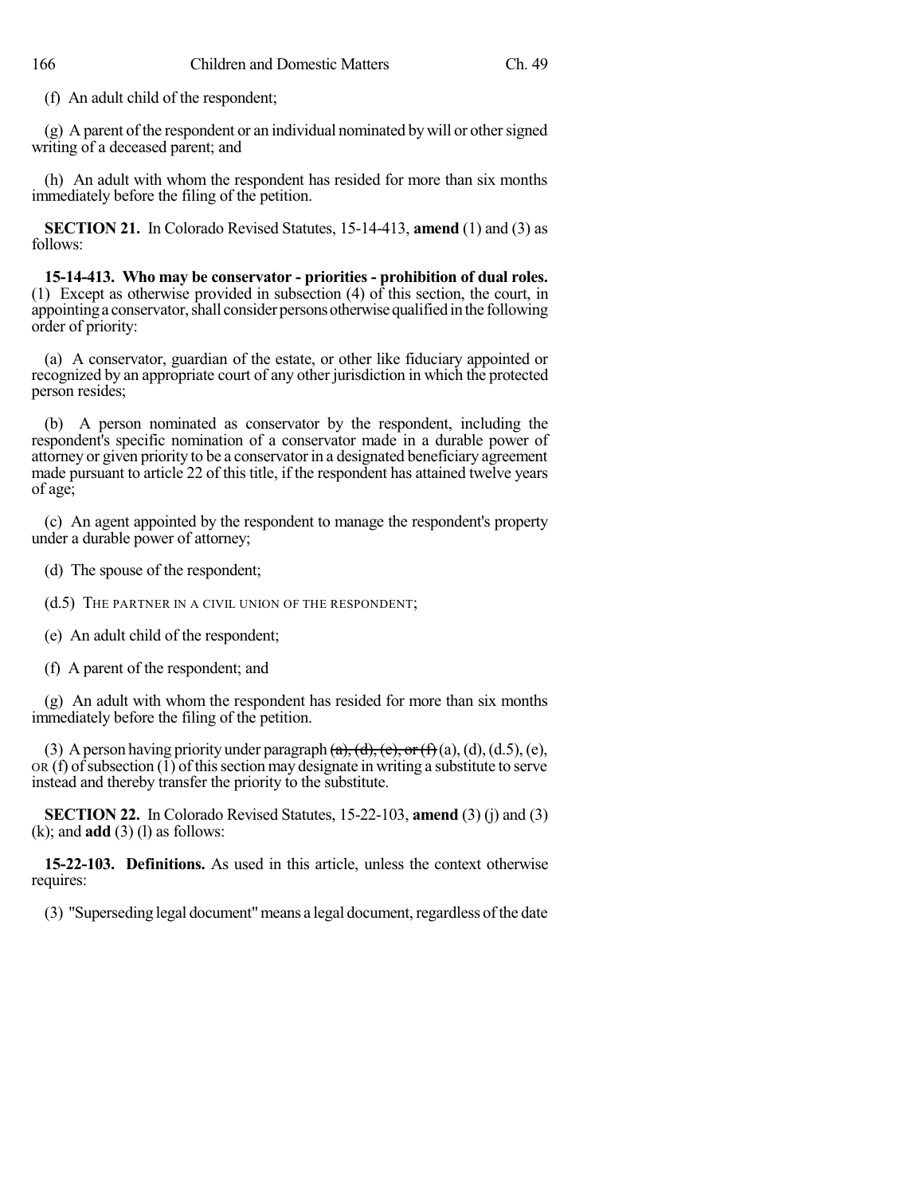(f) An adult child of the respondent;

(g) A parent of the respondent or an individual nominated by will or other signed writing of a deceased parent; and

(h) An adult with whom the respondent has resided for more than six months immediately before the filing of the petition.

**SECTION 21.** In Colorado Revised Statutes, 15-14-413, **amend** (1) and (3) as follows:

**15-14-413. Who may be conservator - priorities - prohibition of dual roles.** (1) Except as otherwise provided in subsection (4) of this section, the court, in appointing a conservator, shall consider persons otherwise qualified in the following order of priority:

(a) A conservator, guardian of the estate, or other like fiduciary appointed or recognized by an appropriate court of any other jurisdiction in which the protected person resides;

(b) A person nominated as conservator by the respondent, including the respondent's specific nomination of a conservator made in a durable power of attorney or given priority to be a conservator in a designated beneficiary agreement made pursuant to article 22 of this title, if the respondent has attained twelve years of age;

(c) An agent appointed by the respondent to manage the respondent's property under a durable power of attorney;

(d) The spouse of the respondent;

(d.5) THE PARTNER IN A CIVIL UNION OF THE RESPONDENT;

(e) An adult child of the respondent;

(f) A parent of the respondent; and

(g) An adult with whom the respondent has resided for more than six months immediately before the filing of the petition.

(3) A person having priority under paragraph ~~(a), (d), (e), or (f)~~ (a), (d), (d.5), (e), OR (f) of subsection (1) of this section may designate in writing a substitute to serve instead and thereby transfer the priority to the substitute.

**SECTION 22.** In Colorado Revised Statutes, 15-22-103, **amend** (3) (j) and (3) (k); and **add** (3) (l) as follows:

**15-22-103. Definitions.** As used in this article, unless the context otherwise requires:

(3) "Superseding legal document" means a legal document, regardless of the date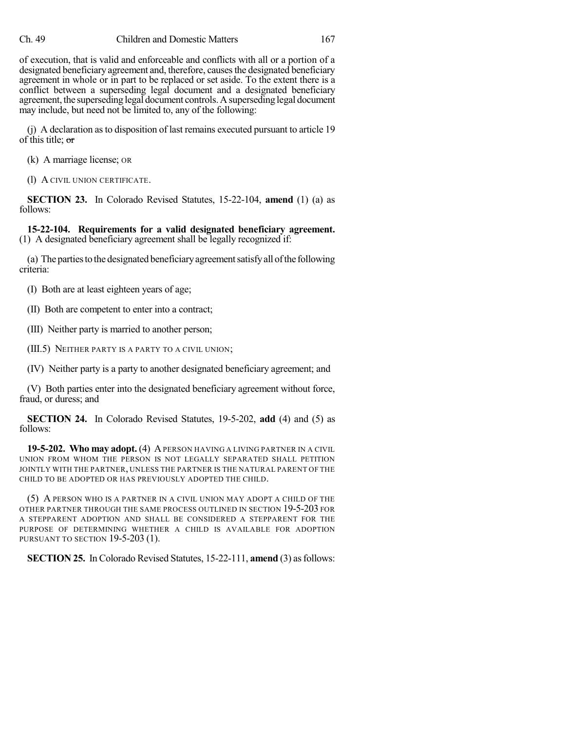of execution, that is valid and enforceable and conflicts with all or a portion of a designated beneficiary agreement and, therefore, causes the designated beneficiary agreement in whole or in part to be replaced or set aside. To the extent there is a conflict between a superseding legal document and a designated beneficiary agreement, the superseding legal document controls. A superseding legal document may include, but need not be limited to, any of the following:

(j) A declaration as to disposition of last remains executed pursuant to article 19 of this title; ~~or~~

(k) A marriage license; OR

(l) A CIVIL UNION CERTIFICATE.

**SECTION 23.** In Colorado Revised Statutes, 15-22-104, **amend** (1) (a) as follows:

**15-22-104. Requirements for a valid designated beneficiary agreement.** (1) A designated beneficiary agreement shall be legally recognized if:

(a) The parties to the designated beneficiary agreement satisfy all of the following criteria:

(I) Both are at least eighteen years of age;

(II) Both are competent to enter into a contract;

(III) Neither party is married to another person;

(III.5) NEITHER PARTY IS A PARTY TO A CIVIL UNION;

(IV) Neither party is a party to another designated beneficiary agreement; and

(V) Both parties enter into the designated beneficiary agreement without force, fraud, or duress; and

**SECTION 24.** In Colorado Revised Statutes, 19-5-202, **add** (4) and (5) as follows:

**19-5-202. Who may adopt.** (4) A PERSON HAVING A LIVING PARTNER IN A CIVIL UNION FROM WHOM THE PERSON IS NOT LEGALLY SEPARATED SHALL PETITION JOINTLY WITH THE PARTNER, UNLESS THE PARTNER IS THE NATURAL PARENT OF THE CHILD TO BE ADOPTED OR HAS PREVIOUSLY ADOPTED THE CHILD.

(5) A PERSON WHO IS A PARTNER IN A CIVIL UNION MAY ADOPT A CHILD OF THE OTHER PARTNER THROUGH THE SAME PROCESS OUTLINED IN SECTION 19-5-203 FOR A STEPPARENT ADOPTION AND SHALL BE CONSIDERED A STEPPARENT FOR THE PURPOSE OF DETERMINING WHETHER A CHILD IS AVAILABLE FOR ADOPTION PURSUANT TO SECTION 19-5-203 (1).

**SECTION 25.** In Colorado Revised Statutes, 15-22-111, **amend** (3) as follows: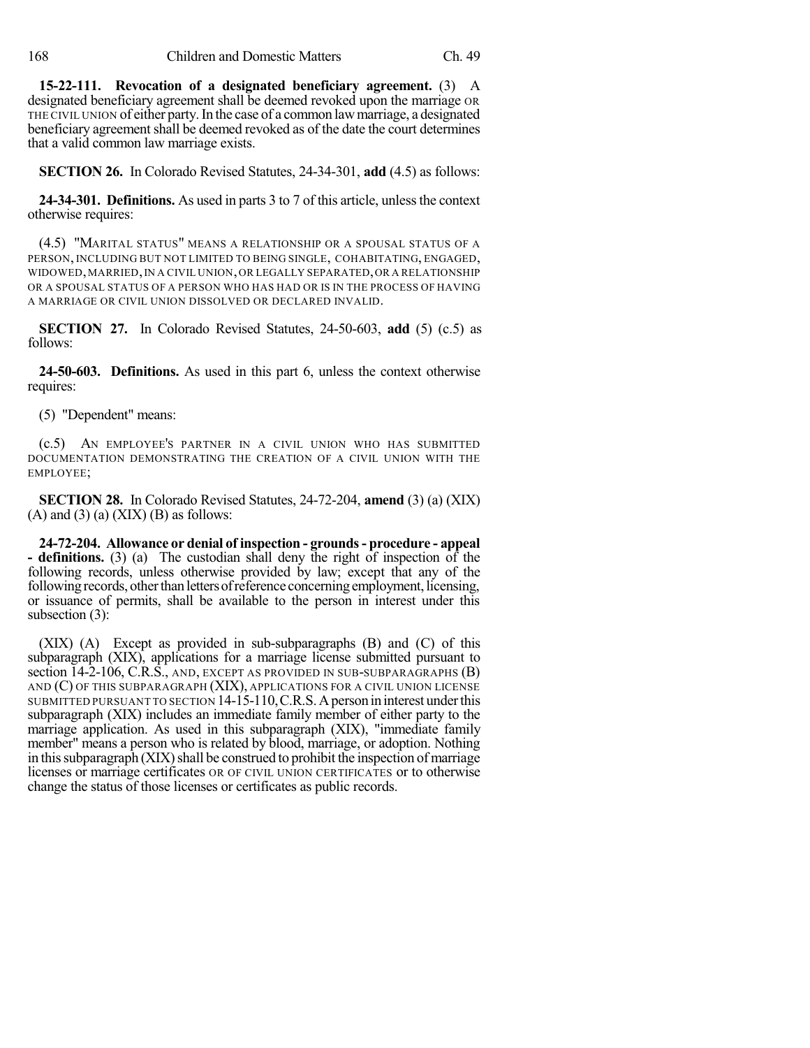**15-22-111. Revocation of a designated beneficiary agreement.** (3) A designated beneficiary agreement shall be deemed revoked upon the marriage OR THE CIVIL UNION of either party. In the case of a common law marriage, a designated beneficiary agreement shall be deemed revoked as of the date the court determines that a valid common law marriage exists.

**SECTION 26.** In Colorado Revised Statutes, 24-34-301, **add** (4.5) as follows:

**24-34-301. Definitions.** As used in parts 3 to 7 of this article, unless the context otherwise requires:

(4.5) "MARITAL STATUS" MEANS A RELATIONSHIP OR A SPOUSAL STATUS OF A PERSON, INCLUDING BUT NOT LIMITED TO BEING SINGLE, COHABITATING, ENGAGED, WIDOWED, MARRIED, IN A CIVIL UNION, OR LEGALLY SEPARATED, OR A RELATIONSHIP OR A SPOUSAL STATUS OF A PERSON WHO HAS HAD OR IS IN THE PROCESS OF HAVING A MARRIAGE OR CIVIL UNION DISSOLVED OR DECLARED INVALID.

**SECTION 27.** In Colorado Revised Statutes, 24-50-603, **add** (5) (c.5) as follows:

**24-50-603. Definitions.** As used in this part 6, unless the context otherwise requires:

(5) "Dependent" means:

(c.5) AN EMPLOYEE'S PARTNER IN A CIVIL UNION WHO HAS SUBMITTED DOCUMENTATION DEMONSTRATING THE CREATION OF A CIVIL UNION WITH THE EMPLOYEE;

**SECTION 28.** In Colorado Revised Statutes, 24-72-204, **amend** (3) (a) (XIX) (A) and (3) (a) (XIX) (B) as follows:

**24-72-204. Allowance or denial of inspection - grounds - procedure - appeal - definitions.** (3) (a) The custodian shall deny the right of inspection of the following records, unless otherwise provided by law; except that any of the following records, other than letters of reference concerning employment, licensing, or issuance of permits, shall be available to the person in interest under this subsection (3):

(XIX) (A) Except as provided in sub-subparagraphs (B) and (C) of this subparagraph (XIX), applications for a marriage license submitted pursuant to section 14-2-106, C.R.S., AND, EXCEPT AS PROVIDED IN SUB-SUBPARAGRAPHS (B) AND (C) OF THIS SUBPARAGRAPH (XIX), APPLICATIONS FOR A CIVIL UNION LICENSE SUBMITTED PURSUANT TO SECTION 14-15-110, C.R.S. A person in interest under this subparagraph (XIX) includes an immediate family member of either party to the marriage application. As used in this subparagraph (XIX), "immediate family member" means a person who is related by blood, marriage, or adoption. Nothing in this subparagraph (XIX) shall be construed to prohibit the inspection of marriage licenses or marriage certificates OR OF CIVIL UNION CERTIFICATES or to otherwise change the status of those licenses or certificates as public records.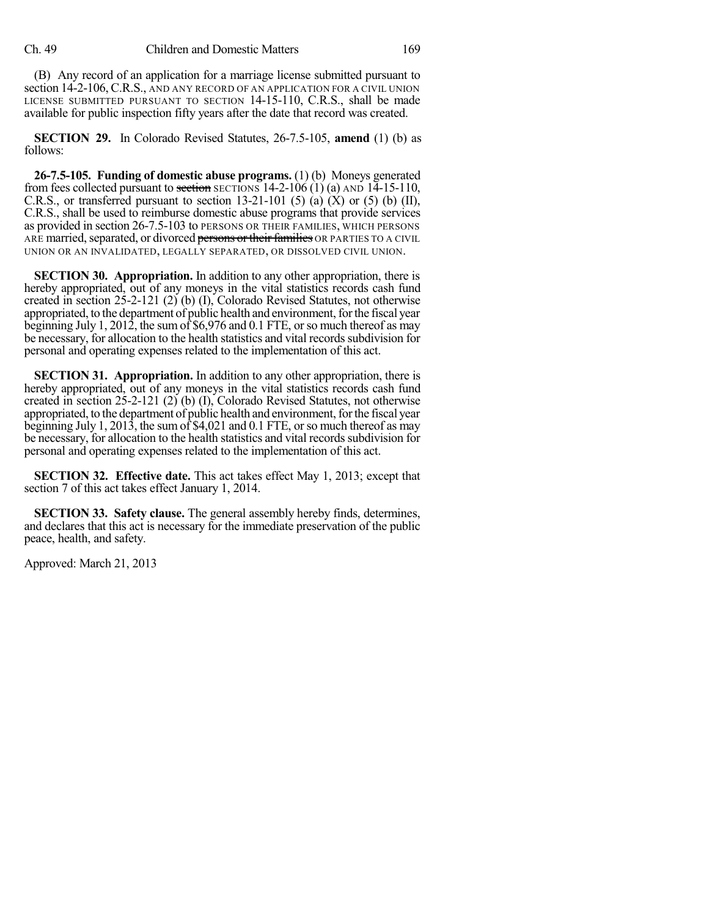(B) Any record of an application for a marriage license submitted pursuant to section 14-2-106, C.R.S., AND ANY RECORD OF AN APPLICATION FOR A CIVIL UNION LICENSE SUBMITTED PURSUANT TO SECTION 14-15-110, C.R.S., shall be made available for public inspection fifty years after the date that record was created.

**SECTION 29.** In Colorado Revised Statutes, 26-7.5-105, **amend** (1) (b) as follows:

**26-7.5-105. Funding of domestic abuse programs.** (1) (b) Moneys generated from fees collected pursuant to ~~section~~ SECTIONS 14-2-106 (1) (a) AND 14-15-110, C.R.S., or transferred pursuant to section 13-21-101 (5) (a) (X) or (5) (b) (II), C.R.S., shall be used to reimburse domestic abuse programs that provide services as provided in section 26-7.5-103 to PERSONS OR THEIR FAMILIES, WHICH PERSONS ARE married, separated, or divorced ~~persons or their families~~ OR PARTIES TO A CIVIL UNION OR AN INVALIDATED, LEGALLY SEPARATED, OR DISSOLVED CIVIL UNION.

**SECTION 30. Appropriation.** In addition to any other appropriation, there is hereby appropriated, out of any moneys in the vital statistics records cash fund created in section 25-2-121 (2) (b) (I), Colorado Revised Statutes, not otherwise appropriated, to the department of public health and environment, for the fiscal year beginning July 1, 2012, the sum of $6,976 and 0.1 FTE, or so much thereof as may be necessary, for allocation to the health statistics and vital records subdivision for personal and operating expenses related to the implementation of this act.

**SECTION 31. Appropriation.** In addition to any other appropriation, there is hereby appropriated, out of any moneys in the vital statistics records cash fund created in section 25-2-121 (2) (b) (I), Colorado Revised Statutes, not otherwise appropriated, to the department of public health and environment, for the fiscal year beginning July 1, 2013, the sum of $4,021 and 0.1 FTE, or so much thereof as may be necessary, for allocation to the health statistics and vital records subdivision for personal and operating expenses related to the implementation of this act.

**SECTION 32. Effective date.** This act takes effect May 1, 2013; except that section 7 of this act takes effect January 1, 2014.

**SECTION 33. Safety clause.** The general assembly hereby finds, determines, and declares that this act is necessary for the immediate preservation of the public peace, health, and safety.

Approved: March 21, 2013